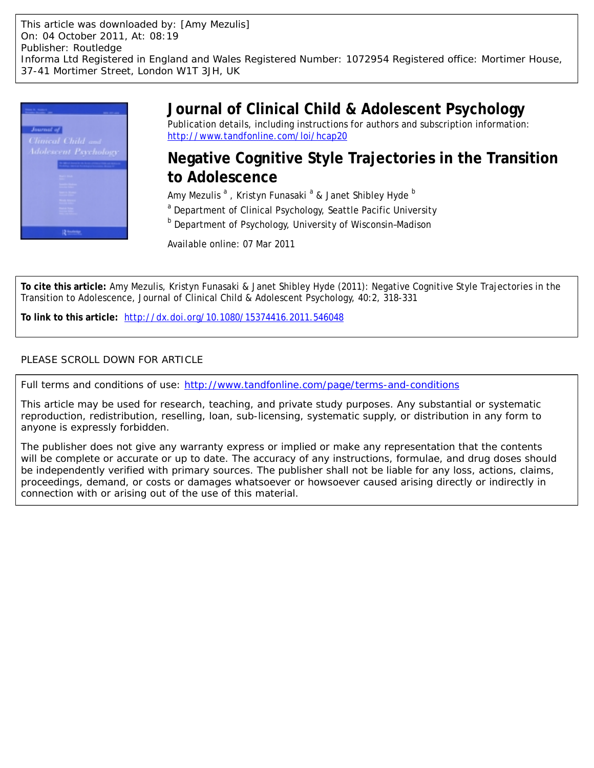This article was downloaded by: [Amy Mezulis]
On: 04 October 2011, At: 08:19
Publisher: Routledge
Informa Ltd Registered in England and Wales Registered Number: 1072954 Registered office: Mortimer House, 37-41 Mortimer Street, London W1T 3JH, UK

# Journal of Clinical Child & Adolescent Psychology

Publication details, including instructions for authors and subscription information:
http://www.tandfonline.com/loi/hcap20

## Negative Cognitive Style Trajectories in the Transition to Adolescence

Amy Mezulis [a], Kristyn Funasaki [a] & Janet Shibley Hyde [b]

[a] Department of Clinical Psychology, Seattle Pacific University

[b] Department of Psychology, University of Wisconsin–Madison

Available online: 07 Mar 2011

**To cite this article:** Amy Mezulis, Kristyn Funasaki & Janet Shibley Hyde (2011): Negative Cognitive Style Trajectories in the Transition to Adolescence, Journal of Clinical Child & Adolescent Psychology, 40:2, 318-331

**To link to this article:** http://dx.doi.org/10.1080/15374416.2011.546048

PLEASE SCROLL DOWN FOR ARTICLE

Full terms and conditions of use: http://www.tandfonline.com/page/terms-and-conditions

This article may be used for research, teaching, and private study purposes. Any substantial or systematic reproduction, redistribution, reselling, loan, sub-licensing, systematic supply, or distribution in any form to anyone is expressly forbidden.

The publisher does not give any warranty express or implied or make any representation that the contents will be complete or accurate or up to date. The accuracy of any instructions, formulae, and drug doses should be independently verified with primary sources. The publisher shall not be liable for any loss, actions, claims, proceedings, demand, or costs or damages whatsoever or howsoever caused arising directly or indirectly in connection with or arising out of the use of this material.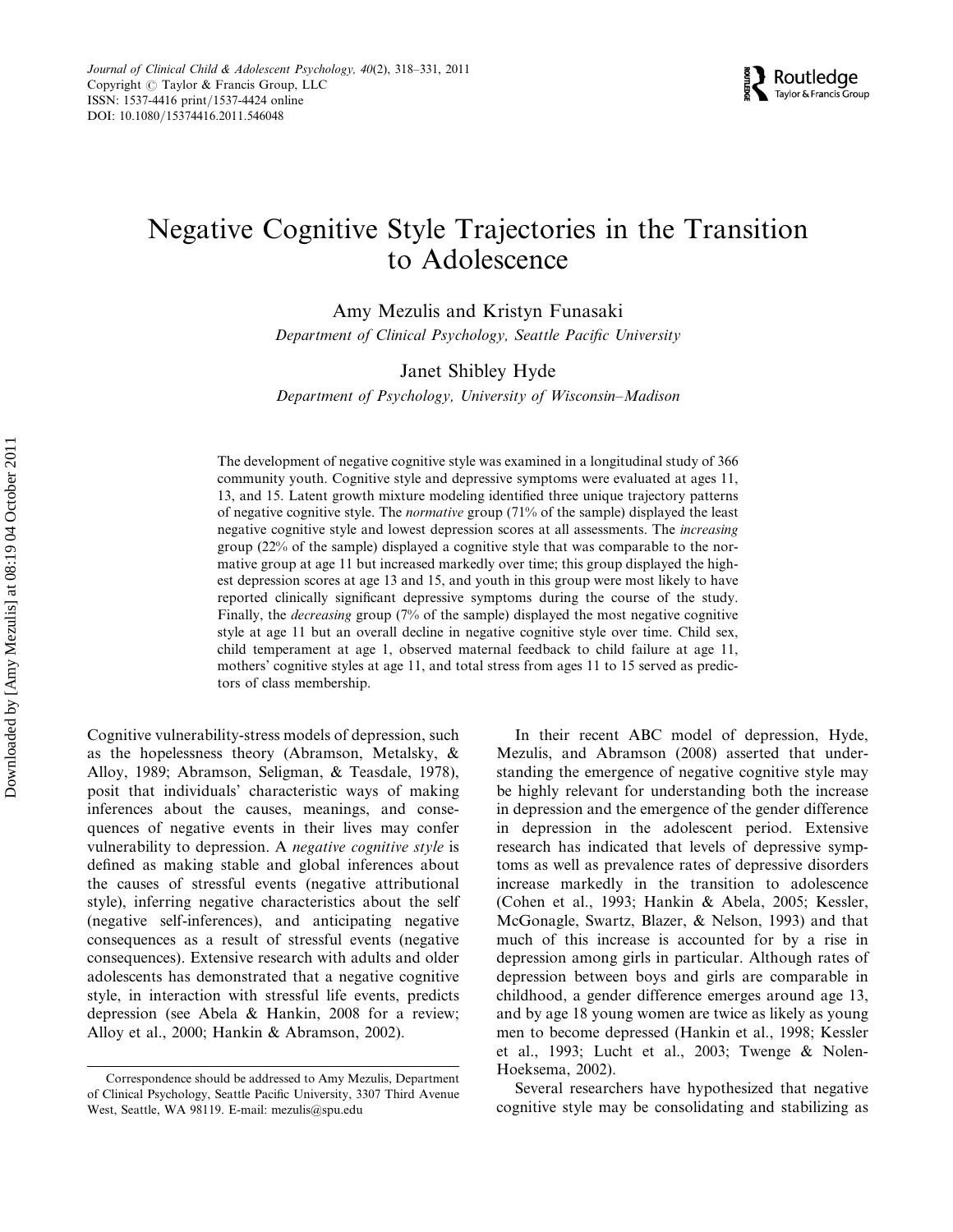# Negative Cognitive Style Trajectories in the Transition to Adolescence

Amy Mezulis and Kristyn Funasaki

*Department of Clinical Psychology, Seattle Pacific University*

Janet Shibley Hyde

*Department of Psychology, University of Wisconsin–Madison*

The development of negative cognitive style was examined in a longitudinal study of 366 community youth. Cognitive style and depressive symptoms were evaluated at ages 11, 13, and 15. Latent growth mixture modeling identified three unique trajectory patterns of negative cognitive style. The *normative* group (71% of the sample) displayed the least negative cognitive style and lowest depression scores at all assessments. The *increasing* group (22% of the sample) displayed a cognitive style that was comparable to the normative group at age 11 but increased markedly over time; this group displayed the highest depression scores at age 13 and 15, and youth in this group were most likely to have reported clinically significant depressive symptoms during the course of the study. Finally, the *decreasing* group (7% of the sample) displayed the most negative cognitive style at age 11 but an overall decline in negative cognitive style over time. Child sex, child temperament at age 1, observed maternal feedback to child failure at age 11, mothers' cognitive styles at age 11, and total stress from ages 11 to 15 served as predictors of class membership.

Cognitive vulnerability-stress models of depression, such as the hopelessness theory (Abramson, Metalsky, & Alloy, 1989; Abramson, Seligman, & Teasdale, 1978), posit that individuals' characteristic ways of making inferences about the causes, meanings, and consequences of negative events in their lives may confer vulnerability to depression. A *negative cognitive style* is defined as making stable and global inferences about the causes of stressful events (negative attributional style), inferring negative characteristics about the self (negative self-inferences), and anticipating negative consequences as a result of stressful events (negative consequences). Extensive research with adults and older adolescents has demonstrated that a negative cognitive style, in interaction with stressful life events, predicts depression (see Abela & Hankin, 2008 for a review; Alloy et al., 2000; Hankin & Abramson, 2002).

In their recent ABC model of depression, Hyde, Mezulis, and Abramson (2008) asserted that understanding the emergence of negative cognitive style may be highly relevant for understanding both the increase in depression and the emergence of the gender difference in depression in the adolescent period. Extensive research has indicated that levels of depressive symptoms as well as prevalence rates of depressive disorders increase markedly in the transition to adolescence (Cohen et al., 1993; Hankin & Abela, 2005; Kessler, McGonagle, Swartz, Blazer, & Nelson, 1993) and that much of this increase is accounted for by a rise in depression among girls in particular. Although rates of depression between boys and girls are comparable in childhood, a gender difference emerges around age 13, and by age 18 young women are twice as likely as young men to become depressed (Hankin et al., 1998; Kessler et al., 1993; Lucht et al., 2003; Twenge & Nolen-Hoeksema, 2002).

Several researchers have hypothesized that negative cognitive style may be consolidating and stabilizing as

Correspondence should be addressed to Amy Mezulis, Department of Clinical Psychology, Seattle Pacific University, 3307 Third Avenue West, Seattle, WA 98119. E-mail: mezulis@spu.edu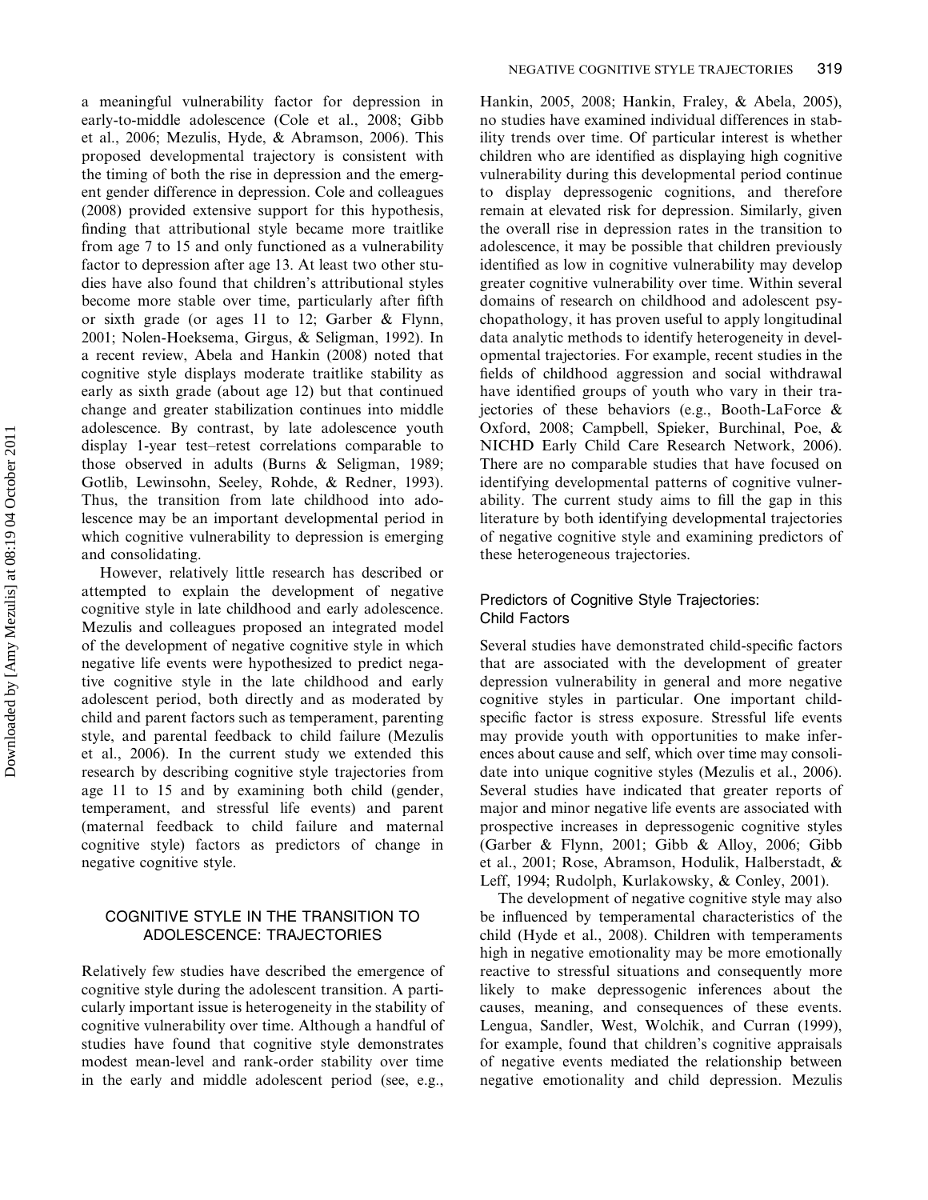a meaningful vulnerability factor for depression in early-to-middle adolescence (Cole et al., 2008; Gibb et al., 2006; Mezulis, Hyde, & Abramson, 2006). This proposed developmental trajectory is consistent with the timing of both the rise in depression and the emergent gender difference in depression. Cole and colleagues (2008) provided extensive support for this hypothesis, finding that attributional style became more traitlike from age 7 to 15 and only functioned as a vulnerability factor to depression after age 13. At least two other studies have also found that children's attributional styles become more stable over time, particularly after fifth or sixth grade (or ages 11 to 12; Garber & Flynn, 2001; Nolen-Hoeksema, Girgus, & Seligman, 1992). In a recent review, Abela and Hankin (2008) noted that cognitive style displays moderate traitlike stability as early as sixth grade (about age 12) but that continued change and greater stabilization continues into middle adolescence. By contrast, by late adolescence youth display 1-year test–retest correlations comparable to those observed in adults (Burns & Seligman, 1989; Gotlib, Lewinsohn, Seeley, Rohde, & Redner, 1993). Thus, the transition from late childhood into adolescence may be an important developmental period in which cognitive vulnerability to depression is emerging and consolidating.

However, relatively little research has described or attempted to explain the development of negative cognitive style in late childhood and early adolescence. Mezulis and colleagues proposed an integrated model of the development of negative cognitive style in which negative life events were hypothesized to predict negative cognitive style in the late childhood and early adolescent period, both directly and as moderated by child and parent factors such as temperament, parenting style, and parental feedback to child failure (Mezulis et al., 2006). In the current study we extended this research by describing cognitive style trajectories from age 11 to 15 and by examining both child (gender, temperament, and stressful life events) and parent (maternal feedback to child failure and maternal cognitive style) factors as predictors of change in negative cognitive style.

## COGNITIVE STYLE IN THE TRANSITION TO ADOLESCENCE: TRAJECTORIES

Relatively few studies have described the emergence of cognitive style during the adolescent transition. A particularly important issue is heterogeneity in the stability of cognitive vulnerability over time. Although a handful of studies have found that cognitive style demonstrates modest mean-level and rank-order stability over time in the early and middle adolescent period (see, e.g., Hankin, 2005, 2008; Hankin, Fraley, & Abela, 2005), no studies have examined individual differences in stability trends over time. Of particular interest is whether children who are identified as displaying high cognitive vulnerability during this developmental period continue to display depressogenic cognitions, and therefore remain at elevated risk for depression. Similarly, given the overall rise in depression rates in the transition to adolescence, it may be possible that children previously identified as low in cognitive vulnerability may develop greater cognitive vulnerability over time. Within several domains of research on childhood and adolescent psychopathology, it has proven useful to apply longitudinal data analytic methods to identify heterogeneity in developmental trajectories. For example, recent studies in the fields of childhood aggression and social withdrawal have identified groups of youth who vary in their trajectories of these behaviors (e.g., Booth-LaForce & Oxford, 2008; Campbell, Spieker, Burchinal, Poe, & NICHD Early Child Care Research Network, 2006). There are no comparable studies that have focused on identifying developmental patterns of cognitive vulnerability. The current study aims to fill the gap in this literature by both identifying developmental trajectories of negative cognitive style and examining predictors of these heterogeneous trajectories.

### Predictors of Cognitive Style Trajectories: Child Factors

Several studies have demonstrated child-specific factors that are associated with the development of greater depression vulnerability in general and more negative cognitive styles in particular. One important child-specific factor is stress exposure. Stressful life events may provide youth with opportunities to make inferences about cause and self, which over time may consolidate into unique cognitive styles (Mezulis et al., 2006). Several studies have indicated that greater reports of major and minor negative life events are associated with prospective increases in depressogenic cognitive styles (Garber & Flynn, 2001; Gibb & Alloy, 2006; Gibb et al., 2001; Rose, Abramson, Hodulik, Halberstadt, & Leff, 1994; Rudolph, Kurlakowsky, & Conley, 2001).

The development of negative cognitive style may also be influenced by temperamental characteristics of the child (Hyde et al., 2008). Children with temperaments high in negative emotionality may be more emotionally reactive to stressful situations and consequently more likely to make depressogenic inferences about the causes, meaning, and consequences of these events. Lengua, Sandler, West, Wolchik, and Curran (1999), for example, found that children's cognitive appraisals of negative events mediated the relationship between negative emotionality and child depression. Mezulis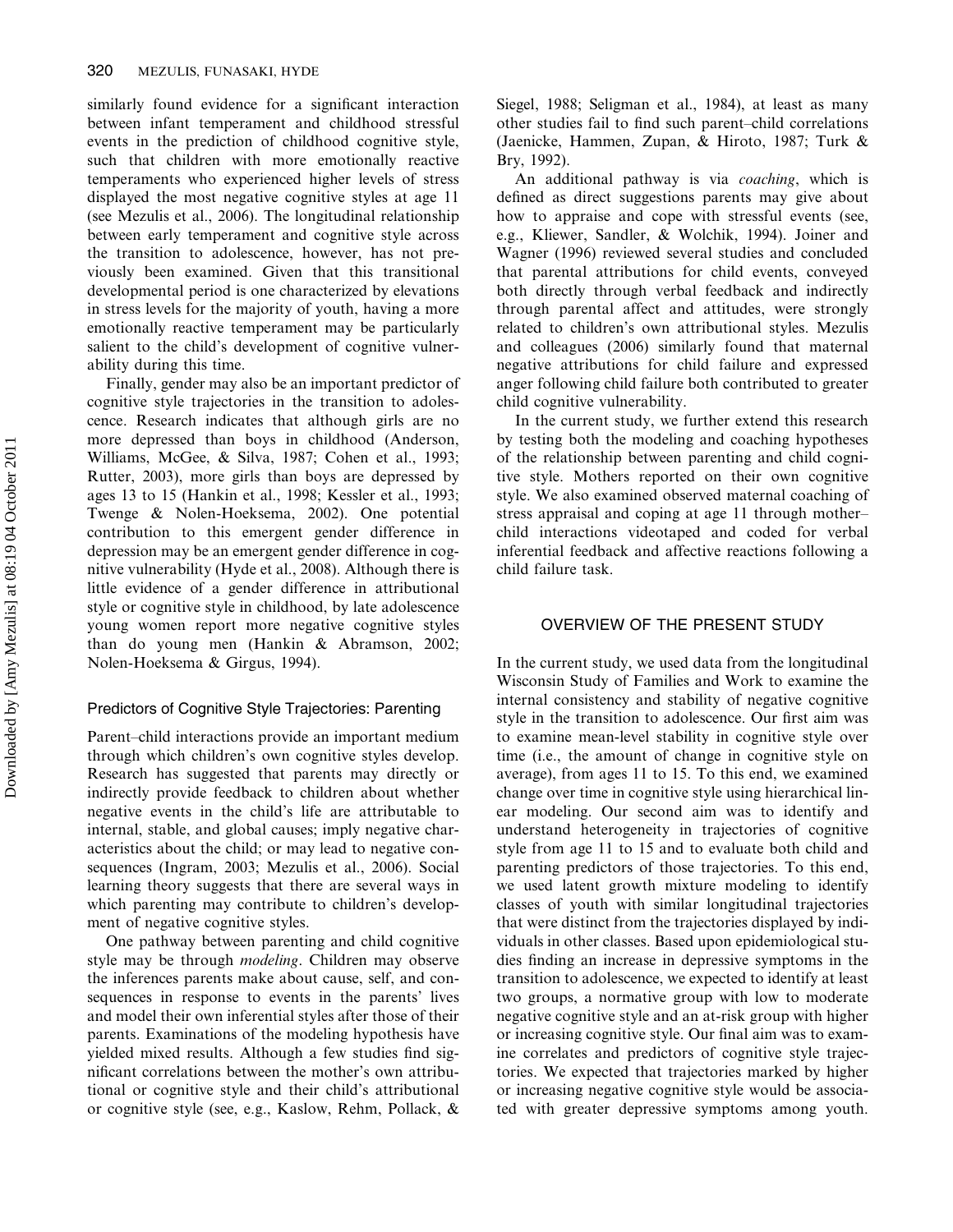similarly found evidence for a significant interaction between infant temperament and childhood stressful events in the prediction of childhood cognitive style, such that children with more emotionally reactive temperaments who experienced higher levels of stress displayed the most negative cognitive styles at age 11 (see Mezulis et al., 2006). The longitudinal relationship between early temperament and cognitive style across the transition to adolescence, however, has not previously been examined. Given that this transitional developmental period is one characterized by elevations in stress levels for the majority of youth, having a more emotionally reactive temperament may be particularly salient to the child's development of cognitive vulnerability during this time.

Finally, gender may also be an important predictor of cognitive style trajectories in the transition to adolescence. Research indicates that although girls are no more depressed than boys in childhood (Anderson, Williams, McGee, & Silva, 1987; Cohen et al., 1993; Rutter, 2003), more girls than boys are depressed by ages 13 to 15 (Hankin et al., 1998; Kessler et al., 1993; Twenge & Nolen-Hoeksema, 2002). One potential contribution to this emergent gender difference in depression may be an emergent gender difference in cognitive vulnerability (Hyde et al., 2008). Although there is little evidence of a gender difference in attributional style or cognitive style in childhood, by late adolescence young women report more negative cognitive styles than do young men (Hankin & Abramson, 2002; Nolen-Hoeksema & Girgus, 1994).

### Predictors of Cognitive Style Trajectories: Parenting

Parent–child interactions provide an important medium through which children's own cognitive styles develop. Research has suggested that parents may directly or indirectly provide feedback to children about whether negative events in the child's life are attributable to internal, stable, and global causes; imply negative characteristics about the child; or may lead to negative consequences (Ingram, 2003; Mezulis et al., 2006). Social learning theory suggests that there are several ways in which parenting may contribute to children's development of negative cognitive styles.

One pathway between parenting and child cognitive style may be through *modeling*. Children may observe the inferences parents make about cause, self, and consequences in response to events in the parents' lives and model their own inferential styles after those of their parents. Examinations of the modeling hypothesis have yielded mixed results. Although a few studies find significant correlations between the mother's own attributional or cognitive style and their child's attributional or cognitive style (see, e.g., Kaslow, Rehm, Pollack, & Siegel, 1988; Seligman et al., 1984), at least as many other studies fail to find such parent–child correlations (Jaenicke, Hammen, Zupan, & Hiroto, 1987; Turk & Bry, 1992).

An additional pathway is via *coaching*, which is defined as direct suggestions parents may give about how to appraise and cope with stressful events (see, e.g., Kliewer, Sandler, & Wolchik, 1994). Joiner and Wagner (1996) reviewed several studies and concluded that parental attributions for child events, conveyed both directly through verbal feedback and indirectly through parental affect and attitudes, were strongly related to children's own attributional styles. Mezulis and colleagues (2006) similarly found that maternal negative attributions for child failure and expressed anger following child failure both contributed to greater child cognitive vulnerability.

In the current study, we further extend this research by testing both the modeling and coaching hypotheses of the relationship between parenting and child cognitive style. Mothers reported on their own cognitive style. We also examined observed maternal coaching of stress appraisal and coping at age 11 through mother–child interactions videotaped and coded for verbal inferential feedback and affective reactions following a child failure task.

## OVERVIEW OF THE PRESENT STUDY

In the current study, we used data from the longitudinal Wisconsin Study of Families and Work to examine the internal consistency and stability of negative cognitive style in the transition to adolescence. Our first aim was to examine mean-level stability in cognitive style over time (i.e., the amount of change in cognitive style on average), from ages 11 to 15. To this end, we examined change over time in cognitive style using hierarchical linear modeling. Our second aim was to identify and understand heterogeneity in trajectories of cognitive style from age 11 to 15 and to evaluate both child and parenting predictors of those trajectories. To this end, we used latent growth mixture modeling to identify classes of youth with similar longitudinal trajectories that were distinct from the trajectories displayed by individuals in other classes. Based upon epidemiological studies finding an increase in depressive symptoms in the transition to adolescence, we expected to identify at least two groups, a normative group with low to moderate negative cognitive style and an at-risk group with higher or increasing cognitive style. Our final aim was to examine correlates and predictors of cognitive style trajectories. We expected that trajectories marked by higher or increasing negative cognitive style would be associated with greater depressive symptoms among youth.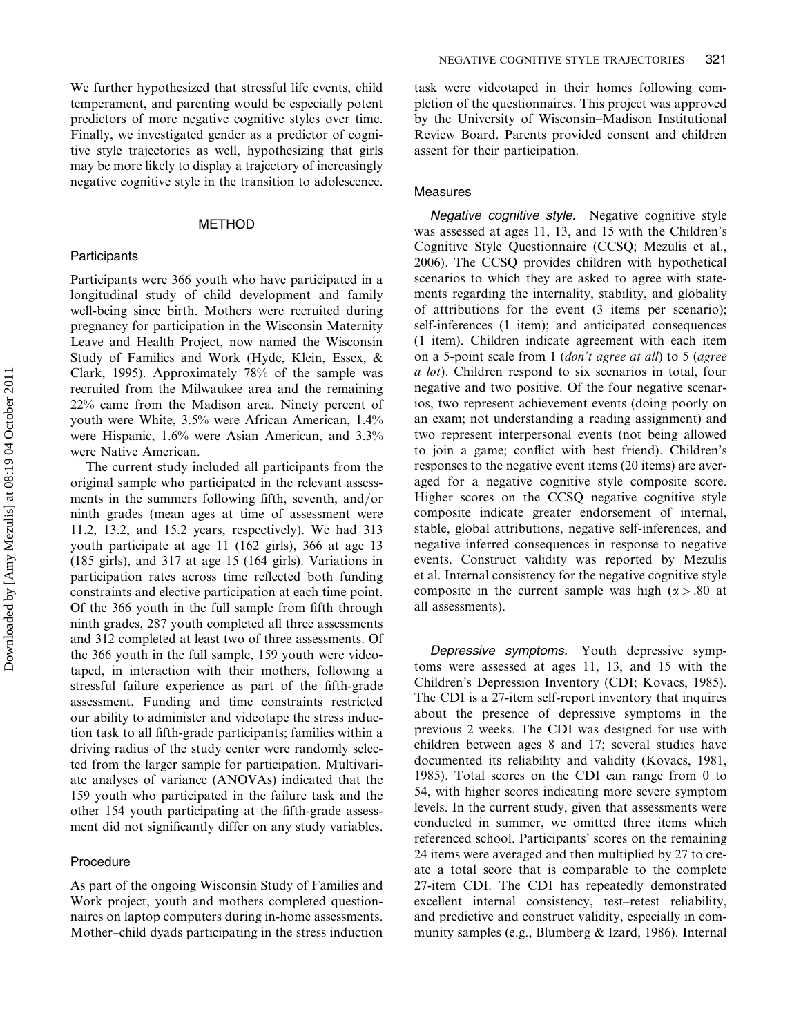We further hypothesized that stressful life events, child temperament, and parenting would be especially potent predictors of more negative cognitive styles over time. Finally, we investigated gender as a predictor of cognitive style trajectories as well, hypothesizing that girls may be more likely to display a trajectory of increasingly negative cognitive style in the transition to adolescence.

## METHOD

### Participants

Participants were 366 youth who have participated in a longitudinal study of child development and family well-being since birth. Mothers were recruited during pregnancy for participation in the Wisconsin Maternity Leave and Health Project, now named the Wisconsin Study of Families and Work (Hyde, Klein, Essex, & Clark, 1995). Approximately 78% of the sample was recruited from the Milwaukee area and the remaining 22% came from the Madison area. Ninety percent of youth were White, 3.5% were African American, 1.4% were Hispanic, 1.6% were Asian American, and 3.3% were Native American.

The current study included all participants from the original sample who participated in the relevant assessments in the summers following fifth, seventh, and/or ninth grades (mean ages at time of assessment were 11.2, 13.2, and 15.2 years, respectively). We had 313 youth participate at age 11 (162 girls), 366 at age 13 (185 girls), and 317 at age 15 (164 girls). Variations in participation rates across time reflected both funding constraints and elective participation at each time point. Of the 366 youth in the full sample from fifth through ninth grades, 287 youth completed all three assessments and 312 completed at least two of three assessments. Of the 366 youth in the full sample, 159 youth were videotaped, in interaction with their mothers, following a stressful failure experience as part of the fifth-grade assessment. Funding and time constraints restricted our ability to administer and videotape the stress induction task to all fifth-grade participants; families within a driving radius of the study center were randomly selected from the larger sample for participation. Multivariate analyses of variance (ANOVAs) indicated that the 159 youth who participated in the failure task and the other 154 youth participating at the fifth-grade assessment did not significantly differ on any study variables.

### Procedure

As part of the ongoing Wisconsin Study of Families and Work project, youth and mothers completed questionnaires on laptop computers during in-home assessments. Mother–child dyads participating in the stress induction task were videotaped in their homes following completion of the questionnaires. This project was approved by the University of Wisconsin–Madison Institutional Review Board. Parents provided consent and children assent for their participation.

### Measures

*Negative cognitive style.* Negative cognitive style was assessed at ages 11, 13, and 15 with the Children's Cognitive Style Questionnaire (CCSQ; Mezulis et al., 2006). The CCSQ provides children with hypothetical scenarios to which they are asked to agree with statements regarding the internality, stability, and globality of attributions for the event (3 items per scenario); self-inferences (1 item); and anticipated consequences (1 item). Children indicate agreement with each item on a 5-point scale from 1 (*don't agree at all*) to 5 (*agree a lot*). Children respond to six scenarios in total, four negative and two positive. Of the four negative scenarios, two represent achievement events (doing poorly on an exam; not understanding a reading assignment) and two represent interpersonal events (not being allowed to join a game; conflict with best friend). Children's responses to the negative event items (20 items) are averaged for a negative cognitive style composite score. Higher scores on the CCSQ negative cognitive style composite indicate greater endorsement of internal, stable, global attributions, negative self-inferences, and negative inferred consequences in response to negative events. Construct validity was reported by Mezulis et al. Internal consistency for the negative cognitive style composite in the current sample was high ($\alpha > .80$ at all assessments).

*Depressive symptoms.* Youth depressive symptoms were assessed at ages 11, 13, and 15 with the Children's Depression Inventory (CDI; Kovacs, 1985). The CDI is a 27-item self-report inventory that inquires about the presence of depressive symptoms in the previous 2 weeks. The CDI was designed for use with children between ages 8 and 17; several studies have documented its reliability and validity (Kovacs, 1981, 1985). Total scores on the CDI can range from 0 to 54, with higher scores indicating more severe symptom levels. In the current study, given that assessments were conducted in summer, we omitted three items which referenced school. Participants' scores on the remaining 24 items were averaged and then multiplied by 27 to create a total score that is comparable to the complete 27-item CDI. The CDI has repeatedly demonstrated excellent internal consistency, test–retest reliability, and predictive and construct validity, especially in community samples (e.g., Blumberg & Izard, 1986). Internal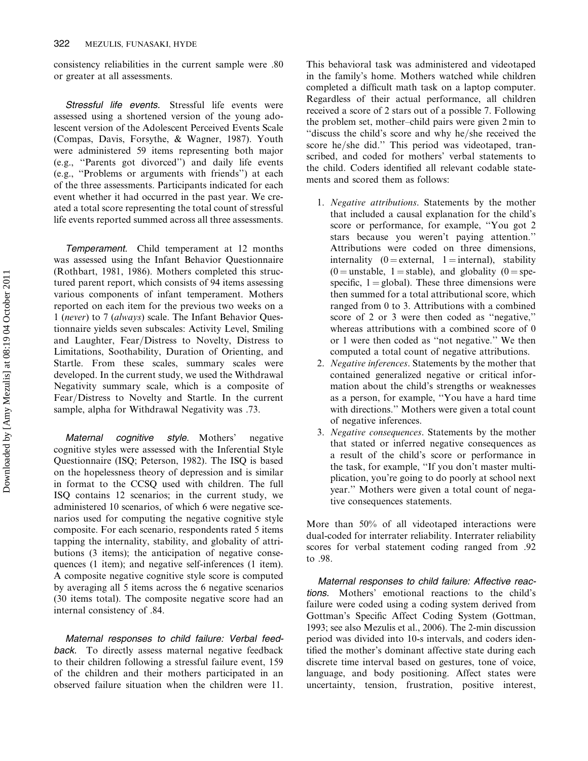consistency reliabilities in the current sample were .80 or greater at all assessments.

*Stressful life events.* Stressful life events were assessed using a shortened version of the young adolescent version of the Adolescent Perceived Events Scale (Compas, Davis, Forsythe, & Wagner, 1987). Youth were administered 59 items representing both major (e.g., "Parents got divorced") and daily life events (e.g., "Problems or arguments with friends") at each of the three assessments. Participants indicated for each event whether it had occurred in the past year. We created a total score representing the total count of stressful life events reported summed across all three assessments.

*Temperament.* Child temperament at 12 months was assessed using the Infant Behavior Questionnaire (Rothbart, 1981, 1986). Mothers completed this structured parent report, which consists of 94 items assessing various components of infant temperament. Mothers reported on each item for the previous two weeks on a 1 (*never*) to 7 (*always*) scale. The Infant Behavior Questionnaire yields seven subscales: Activity Level, Smiling and Laughter, Fear/Distress to Novelty, Distress to Limitations, Soothability, Duration of Orienting, and Startle. From these scales, summary scales were developed. In the current study, we used the Withdrawal Negativity summary scale, which is a composite of Fear/Distress to Novelty and Startle. In the current sample, alpha for Withdrawal Negativity was .73.

*Maternal cognitive style.* Mothers' negative cognitive styles were assessed with the Inferential Style Questionnaire (ISQ; Peterson, 1982). The ISQ is based on the hopelessness theory of depression and is similar in format to the CCSQ used with children. The full ISQ contains 12 scenarios; in the current study, we administered 10 scenarios, of which 6 were negative scenarios used for computing the negative cognitive style composite. For each scenario, respondents rated 5 items tapping the internality, stability, and globality of attributions (3 items); the anticipation of negative consequences (1 item); and negative self-inferences (1 item). A composite negative cognitive style score is computed by averaging all 5 items across the 6 negative scenarios (30 items total). The composite negative score had an internal consistency of .84.

*Maternal responses to child failure: Verbal feedback.* To directly assess maternal negative feedback to their children following a stressful failure event, 159 of the children and their mothers participated in an observed failure situation when the children were 11. This behavioral task was administered and videotaped in the family's home. Mothers watched while children completed a difficult math task on a laptop computer. Regardless of their actual performance, all children received a score of 2 stars out of a possible 7. Following the problem set, mother–child pairs were given 2 min to "discuss the child's score and why he/she received the score he/she did." This period was videotaped, transcribed, and coded for mothers' verbal statements to the child. Coders identified all relevant codable statements and scored them as follows:

1. *Negative attributions*. Statements by the mother that included a causal explanation for the child's score or performance, for example, "You got 2 stars because you weren't paying attention." Attributions were coded on three dimensions, internality (0 = external, 1 = internal), stability (0 = unstable, 1 = stable), and globality (0 = specific, 1 = global). These three dimensions were then summed for a total attributional score, which ranged from 0 to 3. Attributions with a combined score of 2 or 3 were then coded as "negative," whereas attributions with a combined score of 0 or 1 were then coded as "not negative." We then computed a total count of negative attributions.
2. *Negative inferences*. Statements by the mother that contained generalized negative or critical information about the child's strengths or weaknesses as a person, for example, "You have a hard time with directions." Mothers were given a total count of negative inferences.
3. *Negative consequences*. Statements by the mother that stated or inferred negative consequences as a result of the child's score or performance in the task, for example, "If you don't master multiplication, you're going to do poorly at school next year." Mothers were given a total count of negative consequences statements.

More than 50% of all videotaped interactions were dual-coded for interrater reliability. Interrater reliability scores for verbal statement coding ranged from .92 to .98.

*Maternal responses to child failure: Affective reactions.* Mothers' emotional reactions to the child's failure were coded using a coding system derived from Gottman's Specific Affect Coding System (Gottman, 1993; see also Mezulis et al., 2006). The 2-min discussion period was divided into 10-s intervals, and coders identified the mother's dominant affective state during each discrete time interval based on gestures, tone of voice, language, and body positioning. Affect states were uncertainty, tension, frustration, positive interest,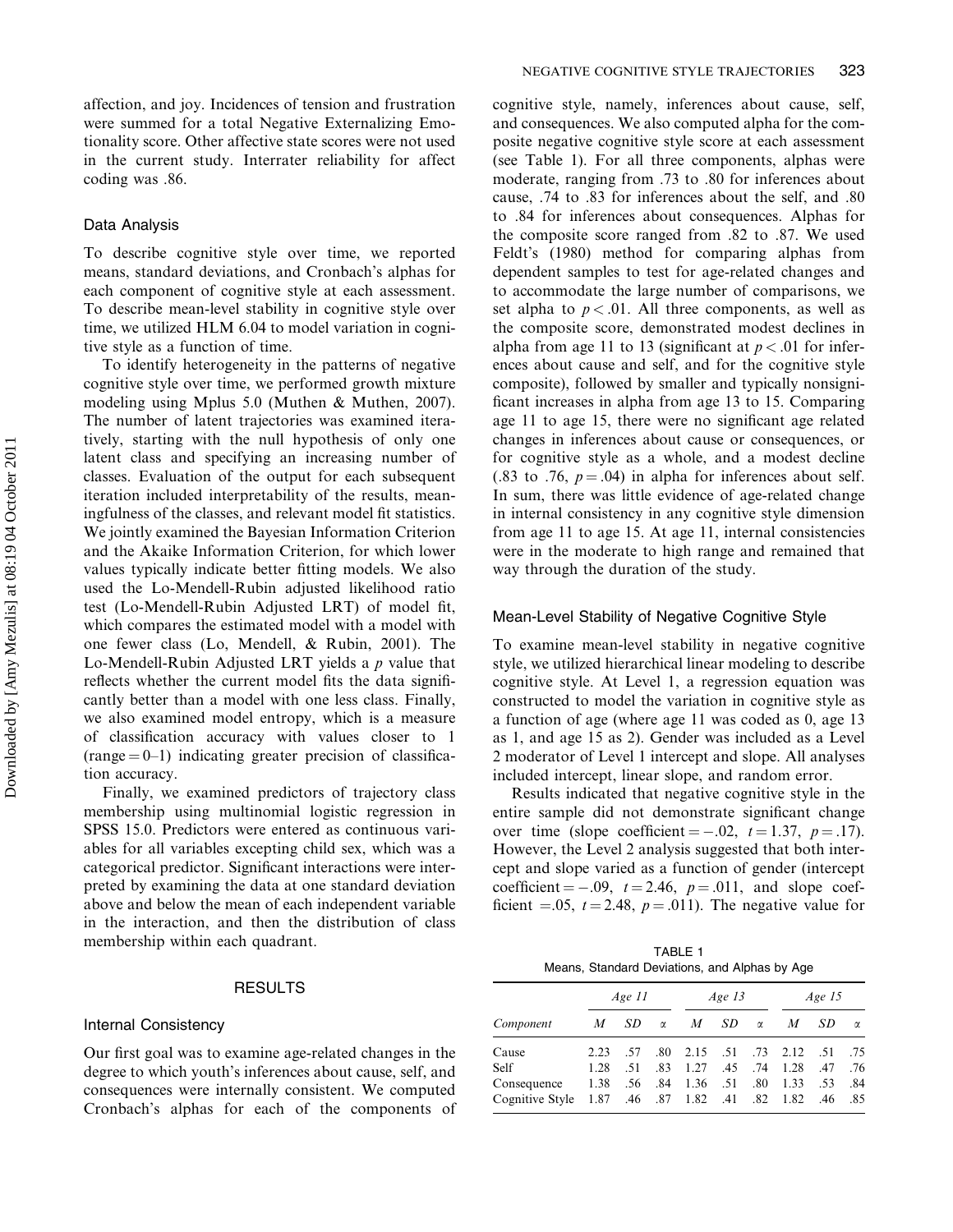affection, and joy. Incidences of tension and frustration were summed for a total Negative Externalizing Emotionality score. Other affective state scores were not used in the current study. Interrater reliability for affect coding was .86.

### Data Analysis

To describe cognitive style over time, we reported means, standard deviations, and Cronbach's alphas for each component of cognitive style at each assessment. To describe mean-level stability in cognitive style over time, we utilized HLM 6.04 to model variation in cognitive style as a function of time.

To identify heterogeneity in the patterns of negative cognitive style over time, we performed growth mixture modeling using Mplus 5.0 (Muthen & Muthen, 2007). The number of latent trajectories was examined iteratively, starting with the null hypothesis of only one latent class and specifying an increasing number of classes. Evaluation of the output for each subsequent iteration included interpretability of the results, meaningfulness of the classes, and relevant model fit statistics. We jointly examined the Bayesian Information Criterion and the Akaike Information Criterion, for which lower values typically indicate better fitting models. We also used the Lo-Mendell-Rubin adjusted likelihood ratio test (Lo-Mendell-Rubin Adjusted LRT) of model fit, which compares the estimated model with a model with one fewer class (Lo, Mendell, & Rubin, 2001). The Lo-Mendell-Rubin Adjusted LRT yields a *p* value that reflects whether the current model fits the data significantly better than a model with one less class. Finally, we also examined model entropy, which is a measure of classification accuracy with values closer to 1 (range = 0–1) indicating greater precision of classification accuracy.

Finally, we examined predictors of trajectory class membership using multinomial logistic regression in SPSS 15.0. Predictors were entered as continuous variables for all variables excepting child sex, which was a categorical predictor. Significant interactions were interpreted by examining the data at one standard deviation above and below the mean of each independent variable in the interaction, and then the distribution of class membership within each quadrant.

## RESULTS

### Internal Consistency

Our first goal was to examine age-related changes in the degree to which youth's inferences about cause, self, and consequences were internally consistent. We computed Cronbach's alphas for each of the components of cognitive style, namely, inferences about cause, self, and consequences. We also computed alpha for the composite negative cognitive style score at each assessment (see Table 1). For all three components, alphas were moderate, ranging from .73 to .80 for inferences about cause, .74 to .83 for inferences about the self, and .80 to .84 for inferences about consequences. Alphas for the composite score ranged from .82 to .87. We used Feldt's (1980) method for comparing alphas from dependent samples to test for age-related changes and to accommodate the large number of comparisons, we set alpha to $p < .01$. All three components, as well as the composite score, demonstrated modest declines in alpha from age 11 to 13 (significant at $p < .01$ for inferences about cause and self, and for the cognitive style composite), followed by smaller and typically nonsignificant increases in alpha from age 13 to 15. Comparing age 11 to age 15, there were no significant age related changes in inferences about cause or consequences, or for cognitive style as a whole, and a modest decline (.83 to .76, $p = .04$) in alpha for inferences about self. In sum, there was little evidence of age-related change in internal consistency in any cognitive style dimension from age 11 to age 15. At age 11, internal consistencies were in the moderate to high range and remained that way through the duration of the study.

### Mean-Level Stability of Negative Cognitive Style

To examine mean-level stability in negative cognitive style, we utilized hierarchical linear modeling to describe cognitive style. At Level 1, a regression equation was constructed to model the variation in cognitive style as a function of age (where age 11 was coded as 0, age 13 as 1, and age 15 as 2). Gender was included as a Level 2 moderator of Level 1 intercept and slope. All analyses included intercept, linear slope, and random error.

Results indicated that negative cognitive style in the entire sample did not demonstrate significant change over time (slope coefficient = −.02, $t = 1.37$, $p = .17$). However, the Level 2 analysis suggested that both intercept and slope varied as a function of gender (intercept coefficient = −.09, $t = 2.46$, $p = .011$, and slope coefficient = .05, $t = 2.48$, $p = .011$). The negative value for

TABLE 1
Means, Standard Deviations, and Alphas by Age

| | *Age 11* | | | *Age 13* | | | *Age 15* | | |
|---|---|---|---|---|---|---|---|---|---|
| *Component* | *M* | *SD* | α | *M* | *SD* | α | *M* | *SD* | α |
| Cause | 2.23 | .57 | .80 | 2.15 | .51 | .73 | 2.12 | .51 | .75 |
| Self | 1.28 | .51 | .83 | 1.27 | .45 | .74 | 1.28 | .47 | .76 |
| Consequence | 1.38 | .56 | .84 | 1.36 | .51 | .80 | 1.33 | .53 | .84 |
| Cognitive Style | 1.87 | .46 | .87 | 1.82 | .41 | .82 | 1.82 | .46 | .85 |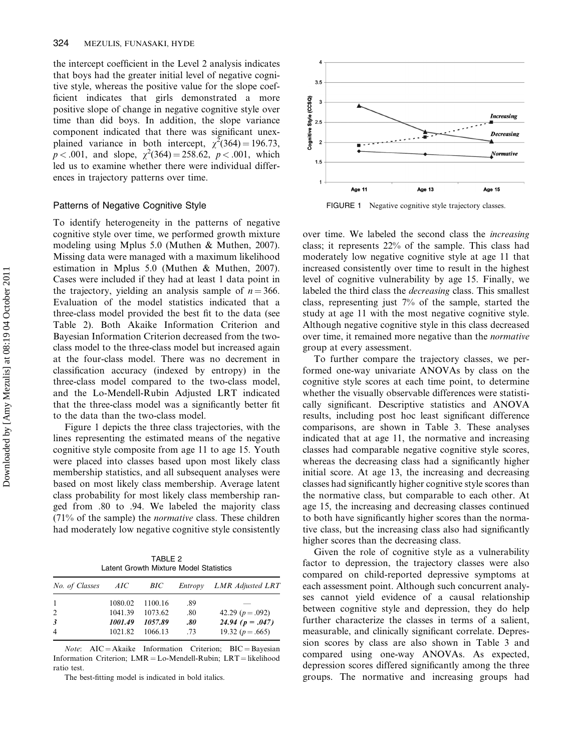the intercept coefficient in the Level 2 analysis indicates that boys had the greater initial level of negative cognitive style, whereas the positive value for the slope coefficient indicates that girls demonstrated a more positive slope of change in negative cognitive style over time than did boys. In addition, the slope variance component indicated that there was significant unexplained variance in both intercept, $\chi^2(364) = 196.73$, $p < .001$, and slope, $\chi^2(364) = 258.62$, $p < .001$, which led us to examine whether there were individual differences in trajectory patterns over time.

## Patterns of Negative Cognitive Style

To identify heterogeneity in the patterns of negative cognitive style over time, we performed growth mixture modeling using Mplus 5.0 (Muthen & Muthen, 2007). Missing data were managed with a maximum likelihood estimation in Mplus 5.0 (Muthen & Muthen, 2007). Cases were included if they had at least 1 data point in the trajectory, yielding an analysis sample of $n = 366$. Evaluation of the model statistics indicated that a three-class model provided the best fit to the data (see Table 2). Both Akaike Information Criterion and Bayesian Information Criterion decreased from the two-class model to the three-class model but increased again at the four-class model. There was no decrement in classification accuracy (indexed by entropy) in the three-class model compared to the two-class model, and the Lo-Mendell-Rubin Adjusted LRT indicated that the three-class model was a significantly better fit to the data than the two-class model.

Figure 1 depicts the three class trajectories, with the lines representing the estimated means of the negative cognitive style composite from age 11 to age 15. Youth were placed into classes based upon most likely class membership statistics, and all subsequent analyses were based on most likely class membership. Average latent class probability for most likely class membership ranged from .80 to .94. We labeled the majority class (71% of the sample) the *normative* class. These children had moderately low negative cognitive style consistently over time. We labeled the second class the *increasing* class; it represents 22% of the sample. This class had moderately low negative cognitive style at age 11 that increased consistently over time to result in the highest level of cognitive vulnerability by age 15. Finally, we labeled the third class the *decreasing* class. This smallest class, representing just 7% of the sample, started the study at age 11 with the most negative cognitive style. Although negative cognitive style in this class decreased over time, it remained more negative than the *normative* group at every assessment.

TABLE 2
Latent Growth Mixture Model Statistics

| *No. of Classes* | *AIC* | *BIC* | *Entropy* | *LMR Adjusted LRT* |
|---|---|---|---|---|
| 1 | 1080.02 | 1100.16 | .89 | — |
| 2 | 1041.39 | 1073.62 | .80 | 42.29 ($p = .092$) |
| ***3*** | ***1001.49*** | ***1057.89*** | ***.80*** | ***24.94 ($p = .047$)*** |
| 4 | 1021.82 | 1066.13 | .73 | 19.32 ($p = .665$) |

*Note*: AIC = Akaike Information Criterion; BIC = Bayesian Information Criterion; LMR = Lo-Mendell-Rubin; LRT = likelihood ratio test.

The best-fitting model is indicated in bold italics.

FIGURE 1 Negative cognitive style trajectory classes.

To further compare the trajectory classes, we performed one-way univariate ANOVAs by class on the cognitive style scores at each time point, to determine whether the visually observable differences were statistically significant. Descriptive statistics and ANOVA results, including post hoc least significant difference comparisons, are shown in Table 3. These analyses indicated that at age 11, the normative and increasing classes had comparable negative cognitive style scores, whereas the decreasing class had a significantly higher initial score. At age 13, the increasing and decreasing classes had significantly higher cognitive style scores than the normative class, but comparable to each other. At age 15, the increasing and decreasing classes continued to both have significantly higher scores than the normative class, but the increasing class also had significantly higher scores than the decreasing class.

Given the role of cognitive style as a vulnerability factor to depression, the trajectory classes were also compared on child-reported depressive symptoms at each assessment point. Although such concurrent analyses cannot yield evidence of a causal relationship between cognitive style and depression, they do help further characterize the classes in terms of a salient, measurable, and clinically significant correlate. Depression scores by class are also shown in Table 3 and compared using one-way ANOVAs. As expected, depression scores differed significantly among the three groups. The normative and increasing groups had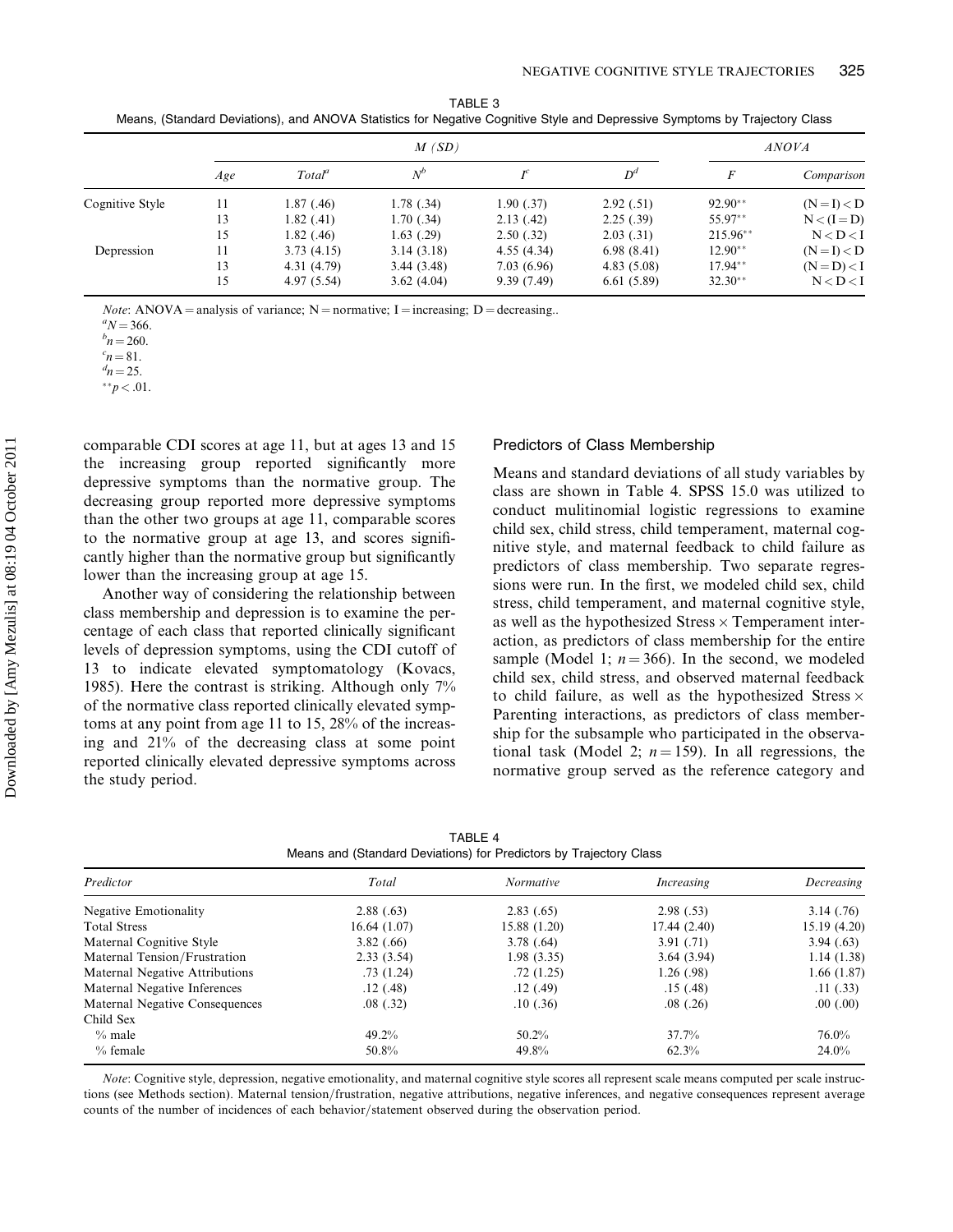TABLE 3
Means, (Standard Deviations), and ANOVA Statistics for Negative Cognitive Style and Depressive Symptoms by Trajectory Class

| | M (SD) | | | | | ANOVA | |
|---|---|---|---|---|---|---|---|
| | Age | Total[a] | N[b] | I[c] | D[d] | F | Comparison |
| Cognitive Style | 11 | 1.87 (.46) | 1.78 (.34) | 1.90 (.37) | 2.92 (.51) | 92.90** | (N = I) < D |
| | 13 | 1.82 (.41) | 1.70 (.34) | 2.13 (.42) | 2.25 (.39) | 55.97** | N < (I = D) |
| | 15 | 1.82 (.46) | 1.63 (.29) | 2.50 (.32) | 2.03 (.31) | 215.96** | N < D < I |
| Depression | 11 | 3.73 (4.15) | 3.14 (3.18) | 4.55 (4.34) | 6.98 (8.41) | 12.90** | (N = I) < D |
| | 13 | 4.31 (4.79) | 3.44 (3.48) | 7.03 (6.96) | 4.83 (5.08) | 17.94** | (N = D) < I |
| | 15 | 4.97 (5.54) | 3.62 (4.04) | 9.39 (7.49) | 6.61 (5.89) | 32.30** | N < D < I |

*Note*: ANOVA = analysis of variance; N = normative; I = increasing; D = decreasing..
[a]$N = 366$.
[b]$n = 260$.
[c]$n = 81$.
[d]$n = 25$.
$^{**}p < .01$.

comparable CDI scores at age 11, but at ages 13 and 15 the increasing group reported significantly more depressive symptoms than the normative group. The decreasing group reported more depressive symptoms than the other two groups at age 11, comparable scores to the normative group at age 13, and scores significantly higher than the normative group but significantly lower than the increasing group at age 15.

Another way of considering the relationship between class membership and depression is to examine the percentage of each class that reported clinically significant levels of depression symptoms, using the CDI cutoff of 13 to indicate elevated symptomatology (Kovacs, 1985). Here the contrast is striking. Although only 7% of the normative class reported clinically elevated symptoms at any point from age 11 to 15, 28% of the increasing and 21% of the decreasing class at some point reported clinically elevated depressive symptoms across the study period.

### Predictors of Class Membership

Means and standard deviations of all study variables by class are shown in Table 4. SPSS 15.0 was utilized to conduct mulitinomial logistic regressions to examine child sex, child stress, child temperament, maternal cognitive style, and maternal feedback to child failure as predictors of class membership. Two separate regressions were run. In the first, we modeled child sex, child stress, child temperament, and maternal cognitive style, as well as the hypothesized Stress × Temperament interaction, as predictors of class membership for the entire sample (Model 1; $n = 366$). In the second, we modeled child sex, child stress, and observed maternal feedback to child failure, as well as the hypothesized Stress × Parenting interactions, as predictors of class membership for the subsample who participated in the observational task (Model 2; $n = 159$). In all regressions, the normative group served as the reference category and

TABLE 4
Means and (Standard Deviations) for Predictors by Trajectory Class

| Predictor | Total | Normative | Increasing | Decreasing |
|---|---|---|---|---|
| Negative Emotionality | 2.88 (.63) | 2.83 (.65) | 2.98 (.53) | 3.14 (.76) |
| Total Stress | 16.64 (1.07) | 15.88 (1.20) | 17.44 (2.40) | 15.19 (4.20) |
| Maternal Cognitive Style | 3.82 (.66) | 3.78 (.64) | 3.91 (.71) | 3.94 (.63) |
| Maternal Tension/Frustration | 2.33 (3.54) | 1.98 (3.35) | 3.64 (3.94) | 1.14 (1.38) |
| Maternal Negative Attributions | .73 (1.24) | .72 (1.25) | 1.26 (.98) | 1.66 (1.87) |
| Maternal Negative Inferences | .12 (.48) | .12 (.49) | .15 (.48) | .11 (.33) |
| Maternal Negative Consequences | .08 (.32) | .10 (.36) | .08 (.26) | .00 (.00) |
| Child Sex | | | | |
| % male | 49.2% | 50.2% | 37.7% | 76.0% |
| % female | 50.8% | 49.8% | 62.3% | 24.0% |

*Note*: Cognitive style, depression, negative emotionality, and maternal cognitive style scores all represent scale means computed per scale instructions (see Methods section). Maternal tension/frustration, negative attributions, negative inferences, and negative consequences represent average counts of the number of incidences of each behavior/statement observed during the observation period.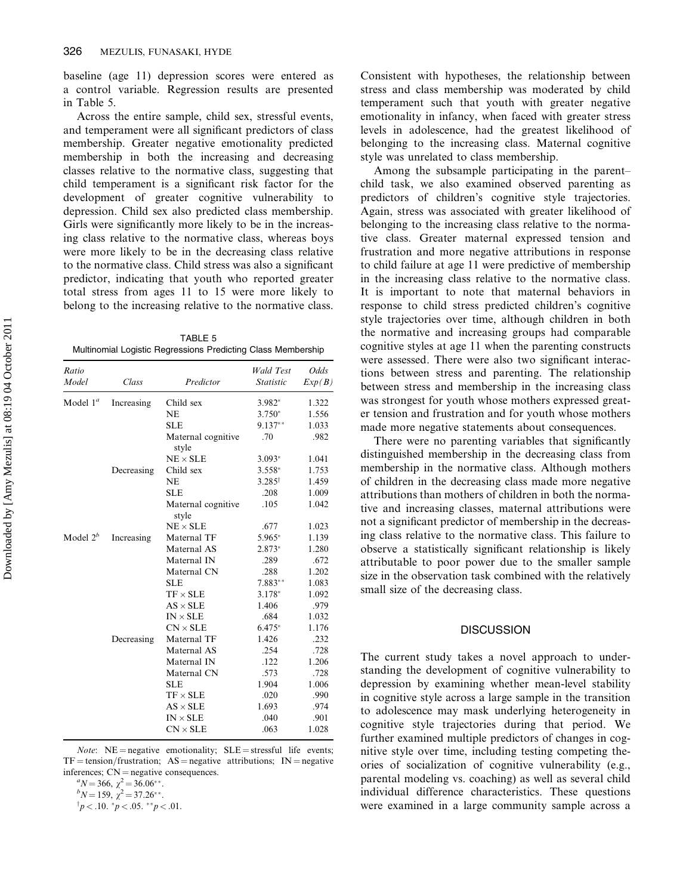baseline (age 11) depression scores were entered as a control variable. Regression results are presented in Table 5.

Across the entire sample, child sex, stressful events, and temperament were all significant predictors of class membership. Greater negative emotionality predicted membership in both the increasing and decreasing classes relative to the normative class, suggesting that child temperament is a significant risk factor for the development of greater cognitive vulnerability to depression. Child sex also predicted class membership. Girls were significantly more likely to be in the increasing class relative to the normative class, whereas boys were more likely to be in the decreasing class relative to the normative class. Child stress was also a significant predictor, indicating that youth who reported greater total stress from ages 11 to 15 were more likely to belong to the increasing relative to the normative class.

TABLE 5
Multinomial Logistic Regressions Predicting Class Membership

| *Ratio Model* | *Class* | *Predictor* | *Wald Test Statistic* | *Odds Exp(B)* |
|---|---|---|---|---|
| Model 1[a] | Increasing | Child sex | 3.982* | 1.322 |
| | | NE | 3.750* | 1.556 |
| | | SLE | 9.137** | 1.033 |
| | | Maternal cognitive style | .70 | .982 |
| | | NE × SLE | 3.093* | 1.041 |
| | Decreasing | Child sex | 3.558* | 1.753 |
| | | NE | 3.285† | 1.459 |
| | | SLE | .208 | 1.009 |
| | | Maternal cognitive style | .105 | 1.042 |
| | | NE × SLE | .677 | 1.023 |
| Model 2[b] | Increasing | Maternal TF | 5.965* | 1.139 |
| | | Maternal AS | 2.873* | 1.280 |
| | | Maternal IN | .289 | .672 |
| | | Maternal CN | .288 | 1.202 |
| | | SLE | 7.883** | 1.083 |
| | | TF × SLE | 3.178* | 1.092 |
| | | AS × SLE | 1.406 | .979 |
| | | IN × SLE | .684 | 1.032 |
| | | CN × SLE | 6.475* | 1.176 |
| | Decreasing | Maternal TF | 1.426 | .232 |
| | | Maternal AS | .254 | .728 |
| | | Maternal IN | .122 | 1.206 |
| | | Maternal CN | .573 | .728 |
| | | SLE | 1.904 | 1.006 |
| | | TF × SLE | .020 | .990 |
| | | AS × SLE | 1.693 | .974 |
| | | IN × SLE | .040 | .901 |
| | | CN × SLE | .063 | 1.028 |

*Note*: NE = negative emotionality; SLE = stressful life events; TF = tension/frustration; AS = negative attributions; IN = negative inferences; CN = negative consequences.

[a]$N = 366$, $\chi^2 = 36.06^{**}$.

[b]$N = 159$, $\chi^2 = 37.26^{**}$.

†$p < .10$. *$p < .05$. **$p < .01$.

Consistent with hypotheses, the relationship between stress and class membership was moderated by child temperament such that youth with greater negative emotionality in infancy, when faced with greater stress levels in adolescence, had the greatest likelihood of belonging to the increasing class. Maternal cognitive style was unrelated to class membership.

Among the subsample participating in the parent–child task, we also examined observed parenting as predictors of children's cognitive style trajectories. Again, stress was associated with greater likelihood of belonging to the increasing class relative to the normative class. Greater maternal expressed tension and frustration and more negative attributions in response to child failure at age 11 were predictive of membership in the increasing class relative to the normative class. It is important to note that maternal behaviors in response to child stress predicted children's cognitive style trajectories over time, although children in both the normative and increasing groups had comparable cognitive styles at age 11 when the parenting constructs were assessed. There were also two significant interactions between stress and parenting. The relationship between stress and membership in the increasing class was strongest for youth whose mothers expressed greater tension and frustration and for youth whose mothers made more negative statements about consequences.

There were no parenting variables that significantly distinguished membership in the decreasing class from membership in the normative class. Although mothers of children in the decreasing class made more negative attributions than mothers of children in both the normative and increasing classes, maternal attributions were not a significant predictor of membership in the decreasing class relative to the normative class. This failure to observe a statistically significant relationship is likely attributable to poor power due to the smaller sample size in the observation task combined with the relatively small size of the decreasing class.

## DISCUSSION

The current study takes a novel approach to understanding the development of cognitive vulnerability to depression by examining whether mean-level stability in cognitive style across a large sample in the transition to adolescence may mask underlying heterogeneity in cognitive style trajectories during that period. We further examined multiple predictors of changes in cognitive style over time, including testing competing theories of socialization of cognitive vulnerability (e.g., parental modeling vs. coaching) as well as several child individual difference characteristics. These questions were examined in a large community sample across a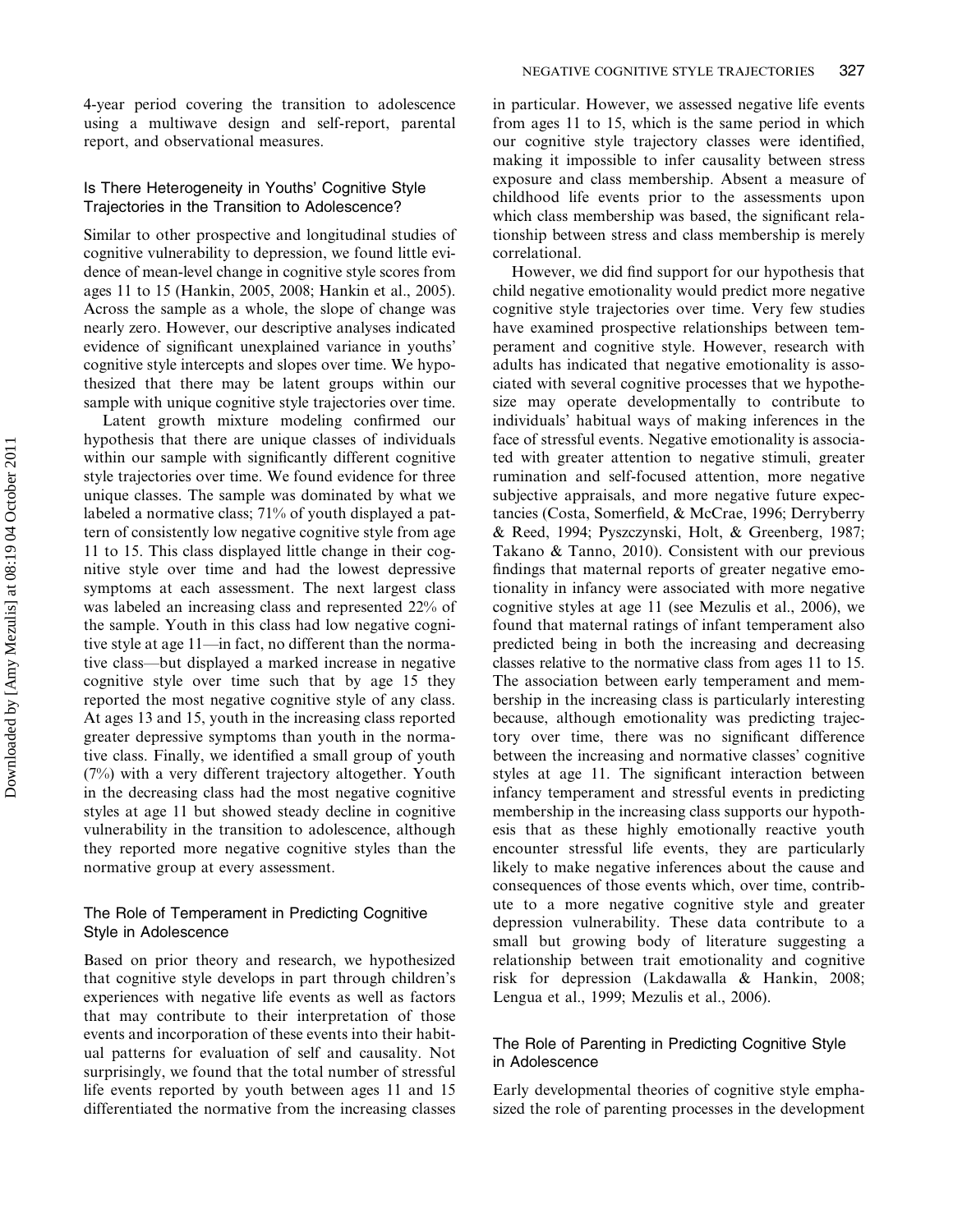4-year period covering the transition to adolescence using a multiwave design and self-report, parental report, and observational measures.

### Is There Heterogeneity in Youths' Cognitive Style Trajectories in the Transition to Adolescence?

Similar to other prospective and longitudinal studies of cognitive vulnerability to depression, we found little evidence of mean-level change in cognitive style scores from ages 11 to 15 (Hankin, 2005, 2008; Hankin et al., 2005). Across the sample as a whole, the slope of change was nearly zero. However, our descriptive analyses indicated evidence of significant unexplained variance in youths' cognitive style intercepts and slopes over time. We hypothesized that there may be latent groups within our sample with unique cognitive style trajectories over time.

Latent growth mixture modeling confirmed our hypothesis that there are unique classes of individuals within our sample with significantly different cognitive style trajectories over time. We found evidence for three unique classes. The sample was dominated by what we labeled a normative class; 71% of youth displayed a pattern of consistently low negative cognitive style from age 11 to 15. This class displayed little change in their cognitive style over time and had the lowest depressive symptoms at each assessment. The next largest class was labeled an increasing class and represented 22% of the sample. Youth in this class had low negative cognitive style at age 11—in fact, no different than the normative class—but displayed a marked increase in negative cognitive style over time such that by age 15 they reported the most negative cognitive style of any class. At ages 13 and 15, youth in the increasing class reported greater depressive symptoms than youth in the normative class. Finally, we identified a small group of youth (7%) with a very different trajectory altogether. Youth in the decreasing class had the most negative cognitive styles at age 11 but showed steady decline in cognitive vulnerability in the transition to adolescence, although they reported more negative cognitive styles than the normative group at every assessment.

### The Role of Temperament in Predicting Cognitive Style in Adolescence

Based on prior theory and research, we hypothesized that cognitive style develops in part through children's experiences with negative life events as well as factors that may contribute to their interpretation of those events and incorporation of these events into their habitual patterns for evaluation of self and causality. Not surprisingly, we found that the total number of stressful life events reported by youth between ages 11 and 15 differentiated the normative from the increasing classes in particular. However, we assessed negative life events from ages 11 to 15, which is the same period in which our cognitive style trajectory classes were identified, making it impossible to infer causality between stress exposure and class membership. Absent a measure of childhood life events prior to the assessments upon which class membership was based, the significant relationship between stress and class membership is merely correlational.

However, we did find support for our hypothesis that child negative emotionality would predict more negative cognitive style trajectories over time. Very few studies have examined prospective relationships between temperament and cognitive style. However, research with adults has indicated that negative emotionality is associated with several cognitive processes that we hypothesize may operate developmentally to contribute to individuals' habitual ways of making inferences in the face of stressful events. Negative emotionality is associated with greater attention to negative stimuli, greater rumination and self-focused attention, more negative subjective appraisals, and more negative future expectancies (Costa, Somerfield, & McCrae, 1996; Derryberry & Reed, 1994; Pyszczynski, Holt, & Greenberg, 1987; Takano & Tanno, 2010). Consistent with our previous findings that maternal reports of greater negative emotionality in infancy were associated with more negative cognitive styles at age 11 (see Mezulis et al., 2006), we found that maternal ratings of infant temperament also predicted being in both the increasing and decreasing classes relative to the normative class from ages 11 to 15. The association between early temperament and membership in the increasing class is particularly interesting because, although emotionality was predicting trajectory over time, there was no significant difference between the increasing and normative classes' cognitive styles at age 11. The significant interaction between infancy temperament and stressful events in predicting membership in the increasing class supports our hypothesis that as these highly emotionally reactive youth encounter stressful life events, they are particularly likely to make negative inferences about the cause and consequences of those events which, over time, contribute to a more negative cognitive style and greater depression vulnerability. These data contribute to a small but growing body of literature suggesting a relationship between trait emotionality and cognitive risk for depression (Lakdawalla & Hankin, 2008; Lengua et al., 1999; Mezulis et al., 2006).

### The Role of Parenting in Predicting Cognitive Style in Adolescence

Early developmental theories of cognitive style emphasized the role of parenting processes in the development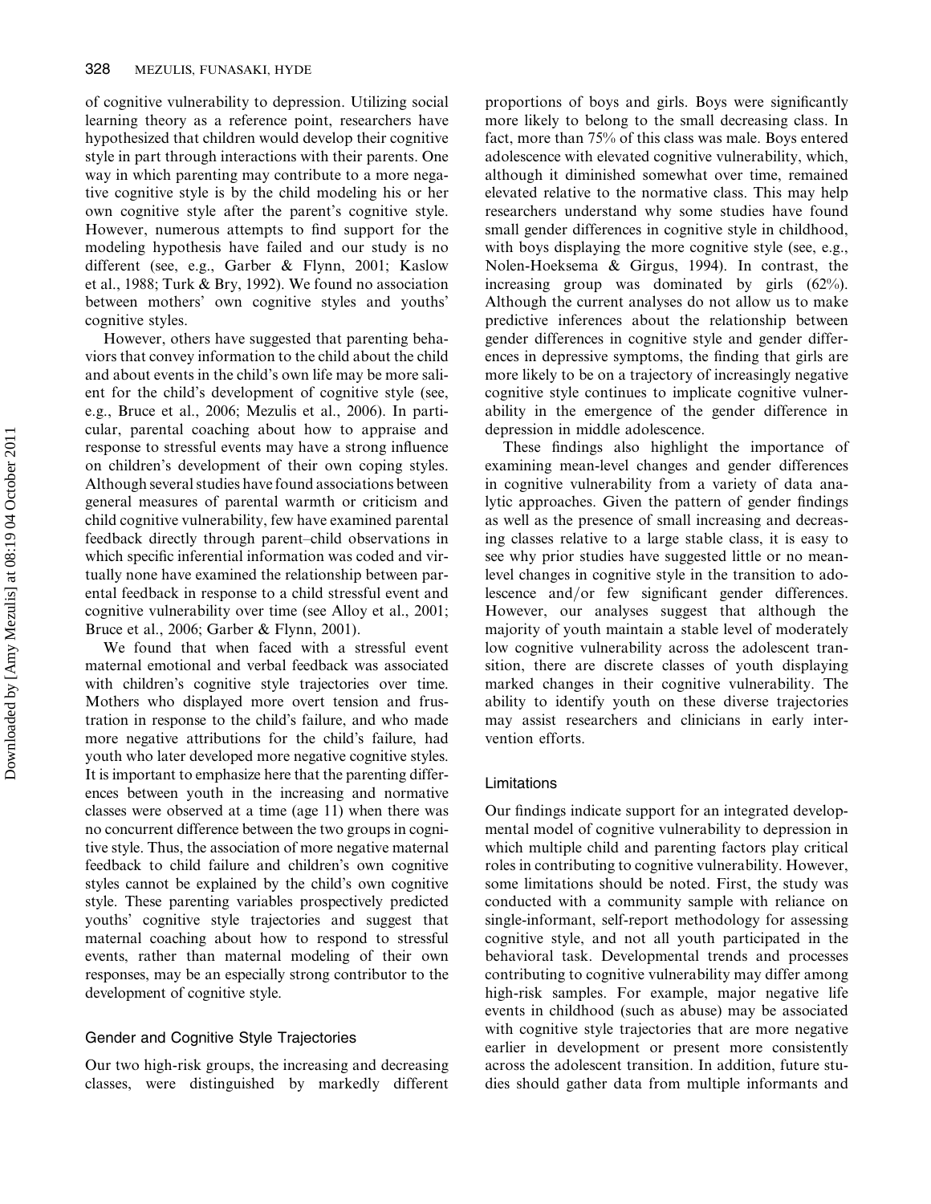of cognitive vulnerability to depression. Utilizing social learning theory as a reference point, researchers have hypothesized that children would develop their cognitive style in part through interactions with their parents. One way in which parenting may contribute to a more negative cognitive style is by the child modeling his or her own cognitive style after the parent's cognitive style. However, numerous attempts to find support for the modeling hypothesis have failed and our study is no different (see, e.g., Garber & Flynn, 2001; Kaslow et al., 1988; Turk & Bry, 1992). We found no association between mothers' own cognitive styles and youths' cognitive styles.

However, others have suggested that parenting behaviors that convey information to the child about the child and about events in the child's own life may be more salient for the child's development of cognitive style (see, e.g., Bruce et al., 2006; Mezulis et al., 2006). In particular, parental coaching about how to appraise and response to stressful events may have a strong influence on children's development of their own coping styles. Although several studies have found associations between general measures of parental warmth or criticism and child cognitive vulnerability, few have examined parental feedback directly through parent–child observations in which specific inferential information was coded and virtually none have examined the relationship between parental feedback in response to a child stressful event and cognitive vulnerability over time (see Alloy et al., 2001; Bruce et al., 2006; Garber & Flynn, 2001).

We found that when faced with a stressful event maternal emotional and verbal feedback was associated with children's cognitive style trajectories over time. Mothers who displayed more overt tension and frustration in response to the child's failure, and who made more negative attributions for the child's failure, had youth who later developed more negative cognitive styles. It is important to emphasize here that the parenting differences between youth in the increasing and normative classes were observed at a time (age 11) when there was no concurrent difference between the two groups in cognitive style. Thus, the association of more negative maternal feedback to child failure and children's own cognitive styles cannot be explained by the child's own cognitive style. These parenting variables prospectively predicted youths' cognitive style trajectories and suggest that maternal coaching about how to respond to stressful events, rather than maternal modeling of their own responses, may be an especially strong contributor to the development of cognitive style.

### Gender and Cognitive Style Trajectories

Our two high-risk groups, the increasing and decreasing classes, were distinguished by markedly different proportions of boys and girls. Boys were significantly more likely to belong to the small decreasing class. In fact, more than 75% of this class was male. Boys entered adolescence with elevated cognitive vulnerability, which, although it diminished somewhat over time, remained elevated relative to the normative class. This may help researchers understand why some studies have found small gender differences in cognitive style in childhood, with boys displaying the more cognitive style (see, e.g., Nolen-Hoeksema & Girgus, 1994). In contrast, the increasing group was dominated by girls (62%). Although the current analyses do not allow us to make predictive inferences about the relationship between gender differences in cognitive style and gender differences in depressive symptoms, the finding that girls are more likely to be on a trajectory of increasingly negative cognitive style continues to implicate cognitive vulnerability in the emergence of the gender difference in depression in middle adolescence.

These findings also highlight the importance of examining mean-level changes and gender differences in cognitive vulnerability from a variety of data analytic approaches. Given the pattern of gender findings as well as the presence of small increasing and decreasing classes relative to a large stable class, it is easy to see why prior studies have suggested little or no mean-level changes in cognitive style in the transition to adolescence and/or few significant gender differences. However, our analyses suggest that although the majority of youth maintain a stable level of moderately low cognitive vulnerability across the adolescent transition, there are discrete classes of youth displaying marked changes in their cognitive vulnerability. The ability to identify youth on these diverse trajectories may assist researchers and clinicians in early intervention efforts.

### Limitations

Our findings indicate support for an integrated developmental model of cognitive vulnerability to depression in which multiple child and parenting factors play critical roles in contributing to cognitive vulnerability. However, some limitations should be noted. First, the study was conducted with a community sample with reliance on single-informant, self-report methodology for assessing cognitive style, and not all youth participated in the behavioral task. Developmental trends and processes contributing to cognitive vulnerability may differ among high-risk samples. For example, major negative life events in childhood (such as abuse) may be associated with cognitive style trajectories that are more negative earlier in development or present more consistently across the adolescent transition. In addition, future studies should gather data from multiple informants and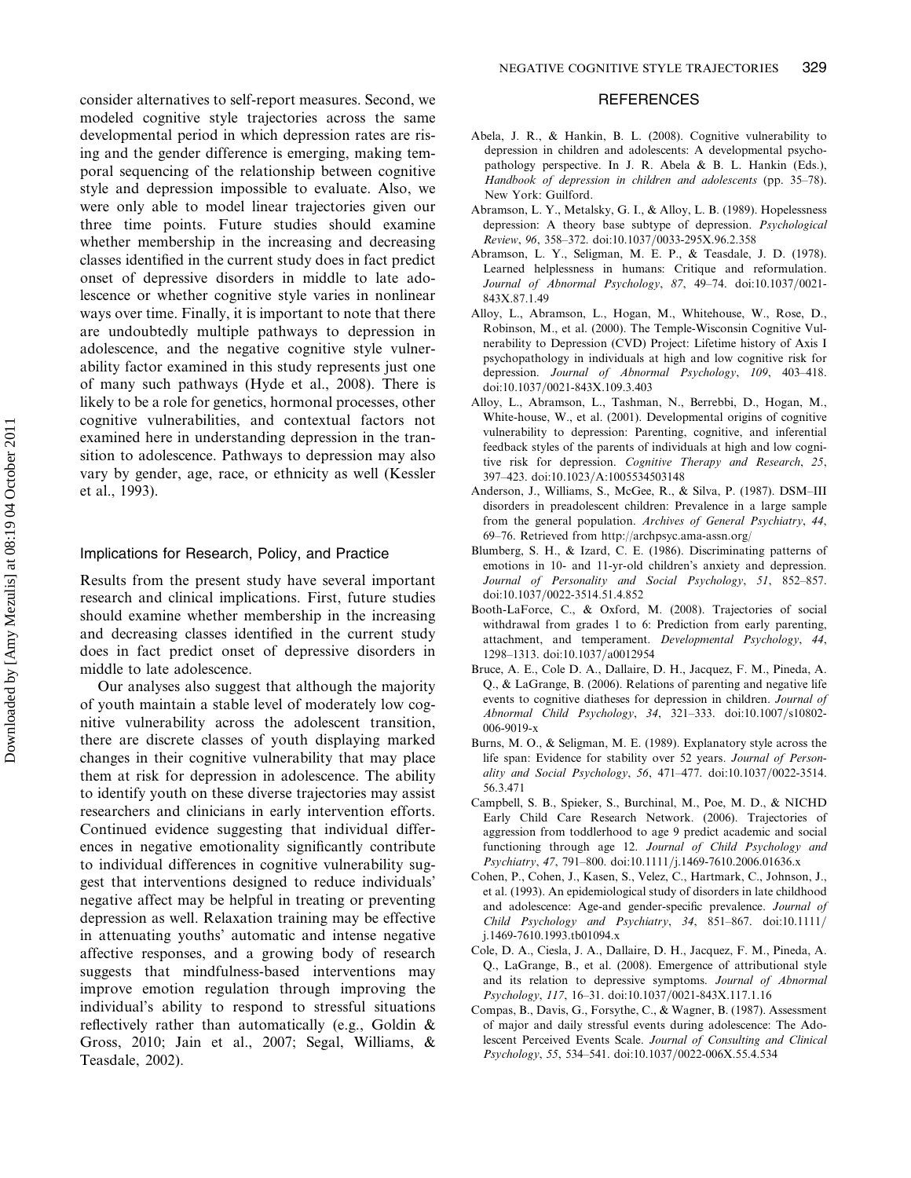consider alternatives to self-report measures. Second, we modeled cognitive style trajectories across the same developmental period in which depression rates are rising and the gender difference is emerging, making temporal sequencing of the relationship between cognitive style and depression impossible to evaluate. Also, we were only able to model linear trajectories given our three time points. Future studies should examine whether membership in the increasing and decreasing classes identified in the current study does in fact predict onset of depressive disorders in middle to late adolescence or whether cognitive style varies in nonlinear ways over time. Finally, it is important to note that there are undoubtedly multiple pathways to depression in adolescence, and the negative cognitive style vulnerability factor examined in this study represents just one of many such pathways (Hyde et al., 2008). There is likely to be a role for genetics, hormonal processes, other cognitive vulnerabilities, and contextual factors not examined here in understanding depression in the transition to adolescence. Pathways to depression may also vary by gender, age, race, or ethnicity as well (Kessler et al., 1993).

### Implications for Research, Policy, and Practice

Results from the present study have several important research and clinical implications. First, future studies should examine whether membership in the increasing and decreasing classes identified in the current study does in fact predict onset of depressive disorders in middle to late adolescence.

Our analyses also suggest that although the majority of youth maintain a stable level of moderately low cognitive vulnerability across the adolescent transition, there are discrete classes of youth displaying marked changes in their cognitive vulnerability that may place them at risk for depression in adolescence. The ability to identify youth on these diverse trajectories may assist researchers and clinicians in early intervention efforts. Continued evidence suggesting that individual differences in negative emotionality significantly contribute to individual differences in cognitive vulnerability suggest that interventions designed to reduce individuals' negative affect may be helpful in treating or preventing depression as well. Relaxation training may be effective in attenuating youths' automatic and intense negative affective responses, and a growing body of research suggests that mindfulness-based interventions may improve emotion regulation through improving the individual's ability to respond to stressful situations reflectively rather than automatically (e.g., Goldin & Gross, 2010; Jain et al., 2007; Segal, Williams, & Teasdale, 2002).

## REFERENCES

Abela, J. R., & Hankin, B. L. (2008). Cognitive vulnerability to depression in children and adolescents: A developmental psychopathology perspective. In J. R. Abela & B. L. Hankin (Eds.), *Handbook of depression in children and adolescents* (pp. 35–78). New York: Guilford.

Abramson, L. Y., Metalsky, G. I., & Alloy, L. B. (1989). Hopelessness depression: A theory base subtype of depression. *Psychological Review*, *96*, 358–372. doi:10.1037/0033-295X.96.2.358

Abramson, L. Y., Seligman, M. E. P., & Teasdale, J. D. (1978). Learned helplessness in humans: Critique and reformulation. *Journal of Abnormal Psychology*, *87*, 49–74. doi:10.1037/0021-843X.87.1.49

Alloy, L., Abramson, L., Hogan, M., Whitehouse, W., Rose, D., Robinson, M., et al. (2000). The Temple-Wisconsin Cognitive Vulnerability to Depression (CVD) Project: Lifetime history of Axis I psychopathology in individuals at high and low cognitive risk for depression. *Journal of Abnormal Psychology*, *109*, 403–418. doi:10.1037/0021-843X.109.3.403

Alloy, L., Abramson, L., Tashman, N., Berrebbi, D., Hogan, M., White-house, W., et al. (2001). Developmental origins of cognitive vulnerability to depression: Parenting, cognitive, and inferential feedback styles of the parents of individuals at high and low cognitive risk for depression. *Cognitive Therapy and Research*, *25*, 397–423. doi:10.1023/A:1005534503148

Anderson, J., Williams, S., McGee, R., & Silva, P. (1987). DSM–III disorders in preadolescent children: Prevalence in a large sample from the general population. *Archives of General Psychiatry*, *44*, 69–76. Retrieved from http://archpsyc.ama-assn.org/

Blumberg, S. H., & Izard, C. E. (1986). Discriminating patterns of emotions in 10- and 11-yr-old children's anxiety and depression. *Journal of Personality and Social Psychology*, *51*, 852–857. doi:10.1037/0022-3514.51.4.852

Booth-LaForce, C., & Oxford, M. (2008). Trajectories of social withdrawal from grades 1 to 6: Prediction from early parenting, attachment, and temperament. *Developmental Psychology*, *44*, 1298–1313. doi:10.1037/a0012954

Bruce, A. E., Cole D. A., Dallaire, D. H., Jacquez, F. M., Pineda, A. Q., & LaGrange, B. (2006). Relations of parenting and negative life events to cognitive diatheses for depression in children. *Journal of Abnormal Child Psychology*, *34*, 321–333. doi:10.1007/s10802-006-9019-x

Burns, M. O., & Seligman, M. E. (1989). Explanatory style across the life span: Evidence for stability over 52 years. *Journal of Personality and Social Psychology*, *56*, 471–477. doi:10.1037/0022-3514.56.3.471

Campbell, S. B., Spieker, S., Burchinal, M., Poe, M. D., & NICHD Early Child Care Research Network. (2006). Trajectories of aggression from toddlerhood to age 9 predict academic and social functioning through age 12. *Journal of Child Psychology and Psychiatry*, *47*, 791–800. doi:10.1111/j.1469-7610.2006.01636.x

Cohen, P., Cohen, J., Kasen, S., Velez, C., Hartmark, C., Johnson, J., et al. (1993). An epidemiological study of disorders in late childhood and adolescence: Age-and gender-specific prevalence. *Journal of Child Psychology and Psychiatry*, *34*, 851–867. doi:10.1111/j.1469-7610.1993.tb01094.x

Cole, D. A., Ciesla, J. A., Dallaire, D. H., Jacquez, F. M., Pineda, A. Q., LaGrange, B., et al. (2008). Emergence of attributional style and its relation to depressive symptoms. *Journal of Abnormal Psychology*, *117*, 16–31. doi:10.1037/0021-843X.117.1.16

Compas, B., Davis, G., Forsythe, C., & Wagner, B. (1987). Assessment of major and daily stressful events during adolescence: The Adolescent Perceived Events Scale. *Journal of Consulting and Clinical Psychology*, *55*, 534–541. doi:10.1037/0022-006X.55.4.534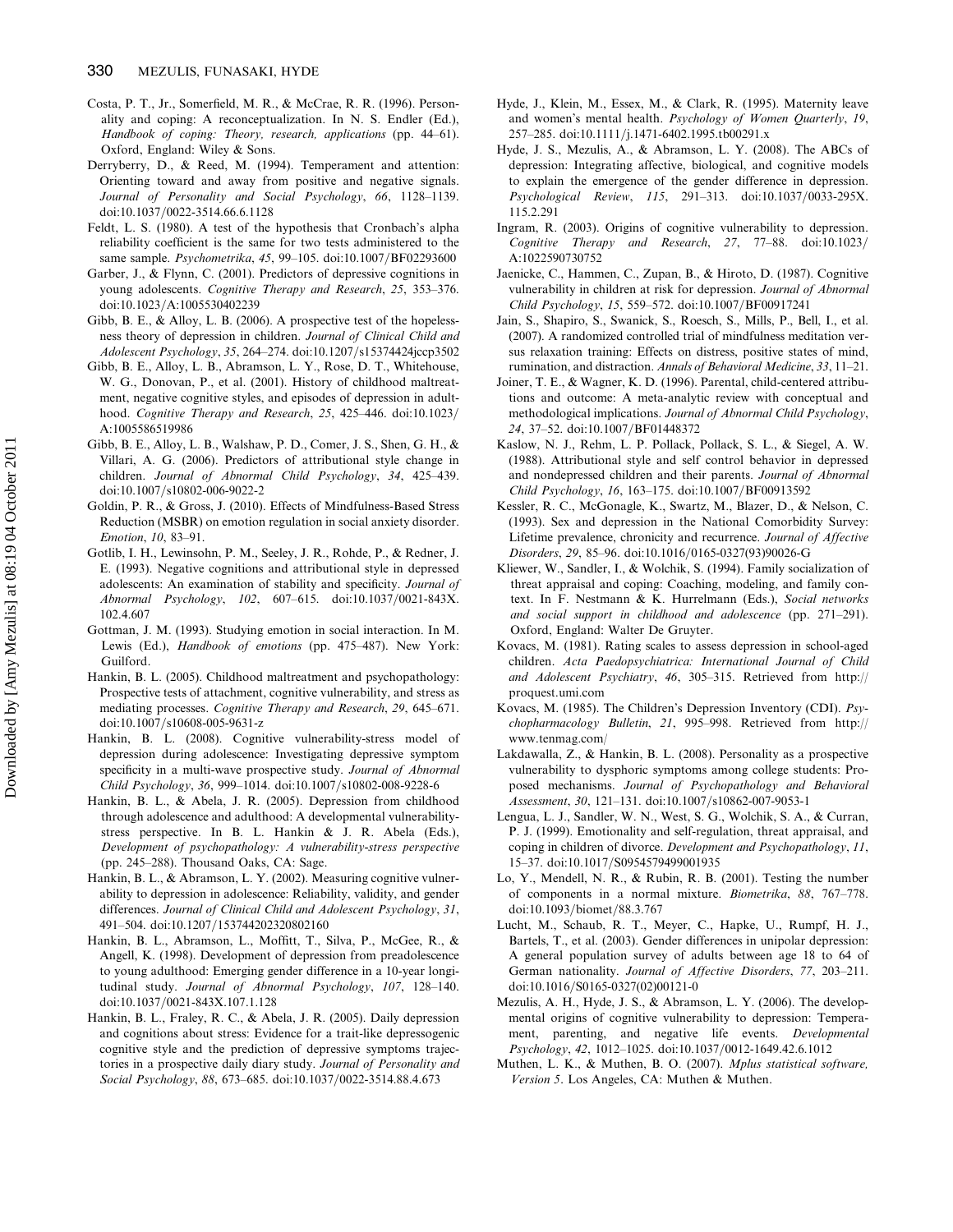Costa, P. T., Jr., Somerfield, M. R., & McCrae, R. R. (1996). Personality and coping: A reconceptualization. In N. S. Endler (Ed.), *Handbook of coping: Theory, research, applications* (pp. 44–61). Oxford, England: Wiley & Sons.

Derryberry, D., & Reed, M. (1994). Temperament and attention: Orienting toward and away from positive and negative signals. *Journal of Personality and Social Psychology*, *66*, 1128–1139. doi:10.1037/0022-3514.66.6.1128

Feldt, L. S. (1980). A test of the hypothesis that Cronbach's alpha reliability coefficient is the same for two tests administered to the same sample. *Psychometrika*, *45*, 99–105. doi:10.1007/BF02293600

Garber, J., & Flynn, C. (2001). Predictors of depressive cognitions in young adolescents. *Cognitive Therapy and Research*, *25*, 353–376. doi:10.1023/A:1005530402239

Gibb, B. E., & Alloy, L. B. (2006). A prospective test of the hopelessness theory of depression in children. *Journal of Clinical Child and Adolescent Psychology*, *35*, 264–274. doi:10.1207/s15374424jccp3502

Gibb, B. E., Alloy, L. B., Abramson, L. Y., Rose, D. T., Whitehouse, W. G., Donovan, P., et al. (2001). History of childhood maltreatment, negative cognitive styles, and episodes of depression in adulthood. *Cognitive Therapy and Research*, *25*, 425–446. doi:10.1023/A:1005586519986

Gibb, B. E., Alloy, L. B., Walshaw, P. D., Comer, J. S., Shen, G. H., & Villari, A. G. (2006). Predictors of attributional style change in children. *Journal of Abnormal Child Psychology*, *34*, 425–439. doi:10.1007/s10802-006-9022-2

Goldin, P. R., & Gross, J. (2010). Effects of Mindfulness-Based Stress Reduction (MSBR) on emotion regulation in social anxiety disorder. *Emotion*, *10*, 83–91.

Gotlib, I. H., Lewinsohn, P. M., Seeley, J. R., Rohde, P., & Redner, J. E. (1993). Negative cognitions and attributional style in depressed adolescents: An examination of stability and specificity. *Journal of Abnormal Psychology*, *102*, 607–615. doi:10.1037/0021-843X.102.4.607

Gottman, J. M. (1993). Studying emotion in social interaction. In M. Lewis (Ed.), *Handbook of emotions* (pp. 475–487). New York: Guilford.

Hankin, B. L. (2005). Childhood maltreatment and psychopathology: Prospective tests of attachment, cognitive vulnerability, and stress as mediating processes. *Cognitive Therapy and Research*, *29*, 645–671. doi:10.1007/s10608-005-9631-z

Hankin, B. L. (2008). Cognitive vulnerability-stress model of depression during adolescence: Investigating depressive symptom specificity in a multi-wave prospective study. *Journal of Abnormal Child Psychology*, *36*, 999–1014. doi:10.1007/s10802-008-9228-6

Hankin, B. L., & Abela, J. R. (2005). Depression from childhood through adolescence and adulthood: A developmental vulnerability-stress perspective. In B. L. Hankin & J. R. Abela (Eds.), *Development of psychopathology: A vulnerability-stress perspective* (pp. 245–288). Thousand Oaks, CA: Sage.

Hankin, B. L., & Abramson, L. Y. (2002). Measuring cognitive vulnerability to depression in adolescence: Reliability, validity, and gender differences. *Journal of Clinical Child and Adolescent Psychology*, *31*, 491–504. doi:10.1207/153744202320802160

Hankin, B. L., Abramson, L., Moffitt, T., Silva, P., McGee, R., & Angell, K. (1998). Development of depression from preadolescence to young adulthood: Emerging gender difference in a 10-year longitudinal study. *Journal of Abnormal Psychology*, *107*, 128–140. doi:10.1037/0021-843X.107.1.128

Hankin, B. L., Fraley, R. C., & Abela, J. R. (2005). Daily depression and cognitions about stress: Evidence for a trait-like depressogenic cognitive style and the prediction of depressive symptoms trajectories in a prospective daily diary study. *Journal of Personality and Social Psychology*, *88*, 673–685. doi:10.1037/0022-3514.88.4.673

Hyde, J., Klein, M., Essex, M., & Clark, R. (1995). Maternity leave and women's mental health. *Psychology of Women Quarterly*, *19*, 257–285. doi:10.1111/j.1471-6402.1995.tb00291.x

Hyde, J. S., Mezulis, A., & Abramson, L. Y. (2008). The ABCs of depression: Integrating affective, biological, and cognitive models to explain the emergence of the gender difference in depression. *Psychological Review*, *115*, 291–313. doi:10.1037/0033-295X.115.2.291

Ingram, R. (2003). Origins of cognitive vulnerability to depression. *Cognitive Therapy and Research*, *27*, 77–88. doi:10.1023/A:1022590730752

Jaenicke, C., Hammen, C., Zupan, B., & Hiroto, D. (1987). Cognitive vulnerability in children at risk for depression. *Journal of Abnormal Child Psychology*, *15*, 559–572. doi:10.1007/BF00917241

Jain, S., Shapiro, S., Swanick, S., Roesch, S., Mills, P., Bell, I., et al. (2007). A randomized controlled trial of mindfulness meditation versus relaxation training: Effects on distress, positive states of mind, rumination, and distraction. *Annals of Behavioral Medicine*, *33*, 11–21.

Joiner, T. E., & Wagner, K. D. (1996). Parental, child-centered attributions and outcome: A meta-analytic review with conceptual and methodological implications. *Journal of Abnormal Child Psychology*, *24*, 37–52. doi:10.1007/BF01448372

Kaslow, N. J., Rehm, L. P. Pollack, Pollack, S. L., & Siegel, A. W. (1988). Attributional style and self control behavior in depressed and nondepressed children and their parents. *Journal of Abnormal Child Psychology*, *16*, 163–175. doi:10.1007/BF00913592

Kessler, R. C., McGonagle, K., Swartz, M., Blazer, D., & Nelson, C. (1993). Sex and depression in the National Comorbidity Survey: Lifetime prevalence, chronicity and recurrence. *Journal of Affective Disorders*, *29*, 85–96. doi:10.1016/0165-0327(93)90026-G

Kliewer, W., Sandler, I., & Wolchik, S. (1994). Family socialization of threat appraisal and coping: Coaching, modeling, and family context. In F. Nestmann & K. Hurrelmann (Eds.), *Social networks and social support in childhood and adolescence* (pp. 271–291). Oxford, England: Walter De Gruyter.

Kovacs, M. (1981). Rating scales to assess depression in school-aged children. *Acta Paedopsychiatrica: International Journal of Child and Adolescent Psychiatry*, *46*, 305–315. Retrieved from http://proquest.umi.com

Kovacs, M. (1985). The Children's Depression Inventory (CDI). *Psychopharmacology Bulletin*, *21*, 995–998. Retrieved from http://www.tenmag.com/

Lakdawalla, Z., & Hankin, B. L. (2008). Personality as a prospective vulnerability to dysphoric symptoms among college students: Proposed mechanisms. *Journal of Psychopathology and Behavioral Assessment*, *30*, 121–131. doi:10.1007/s10862-007-9053-1

Lengua, L. J., Sandler, W. N., West, S. G., Wolchik, S. A., & Curran, P. J. (1999). Emotionality and self-regulation, threat appraisal, and coping in children of divorce. *Development and Psychopathology*, *11*, 15–37. doi:10.1017/S0954579499001935

Lo, Y., Mendell, N. R., & Rubin, R. B. (2001). Testing the number of components in a normal mixture. *Biometrika*, *88*, 767–778. doi:10.1093/biomet/88.3.767

Lucht, M., Schaub, R. T., Meyer, C., Hapke, U., Rumpf, H. J., Bartels, T., et al. (2003). Gender differences in unipolar depression: A general population survey of adults between age 18 to 64 of German nationality. *Journal of Affective Disorders*, *77*, 203–211. doi:10.1016/S0165-0327(02)00121-0

Mezulis, A. H., Hyde, J. S., & Abramson, L. Y. (2006). The developmental origins of cognitive vulnerability to depression: Temperament, parenting, and negative life events. *Developmental Psychology*, *42*, 1012–1025. doi:10.1037/0012-1649.42.6.1012

Muthen, L. K., & Muthen, B. O. (2007). *Mplus statistical software, Version 5*. Los Angeles, CA: Muthen & Muthen.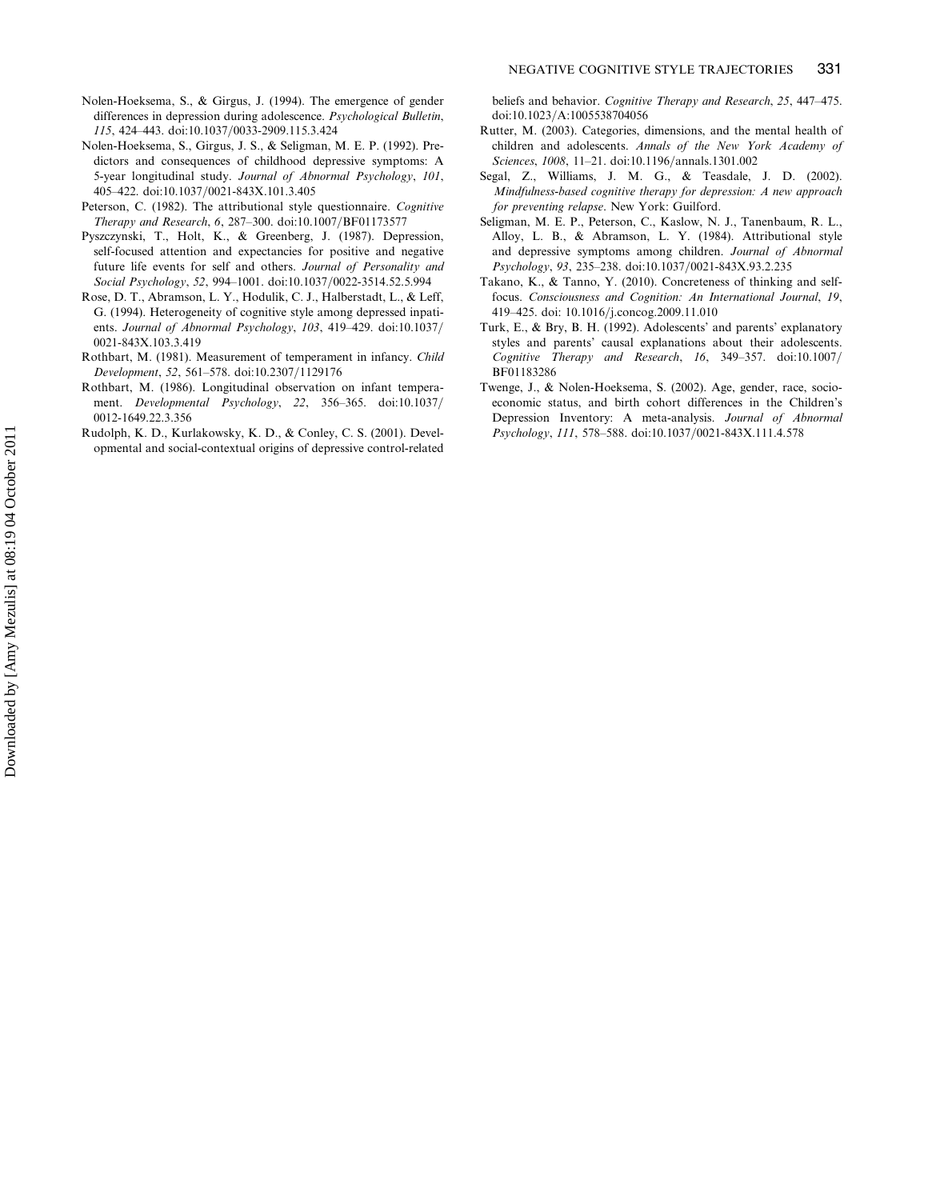Nolen-Hoeksema, S., & Girgus, J. (1994). The emergence of gender differences in depression during adolescence. *Psychological Bulletin*, *115*, 424–443. doi:10.1037/0033-2909.115.3.424

Nolen-Hoeksema, S., Girgus, J. S., & Seligman, M. E. P. (1992). Predictors and consequences of childhood depressive symptoms: A 5-year longitudinal study. *Journal of Abnormal Psychology*, *101*, 405–422. doi:10.1037/0021-843X.101.3.405

Peterson, C. (1982). The attributional style questionnaire. *Cognitive Therapy and Research*, *6*, 287–300. doi:10.1007/BF01173577

Pyszczynski, T., Holt, K., & Greenberg, J. (1987). Depression, self-focused attention and expectancies for positive and negative future life events for self and others. *Journal of Personality and Social Psychology*, *52*, 994–1001. doi:10.1037/0022-3514.52.5.994

Rose, D. T., Abramson, L. Y., Hodulik, C. J., Halberstadt, L., & Leff, G. (1994). Heterogeneity of cognitive style among depressed inpatients. *Journal of Abnormal Psychology*, *103*, 419–429. doi:10.1037/0021-843X.103.3.419

Rothbart, M. (1981). Measurement of temperament in infancy. *Child Development*, *52*, 561–578. doi:10.2307/1129176

Rothbart, M. (1986). Longitudinal observation on infant temperament. *Developmental Psychology*, *22*, 356–365. doi:10.1037/0012-1649.22.3.356

Rudolph, K. D., Kurlakowsky, K. D., & Conley, C. S. (2001). Developmental and social-contextual origins of depressive control-related beliefs and behavior. *Cognitive Therapy and Research*, *25*, 447–475. doi:10.1023/A:1005538704056

Rutter, M. (2003). Categories, dimensions, and the mental health of children and adolescents. *Annals of the New York Academy of Sciences*, *1008*, 11–21. doi:10.1196/annals.1301.002

Segal, Z., Williams, J. M. G., & Teasdale, J. D. (2002). *Mindfulness-based cognitive therapy for depression: A new approach for preventing relapse*. New York: Guilford.

Seligman, M. E. P., Peterson, C., Kaslow, N. J., Tanenbaum, R. L., Alloy, L. B., & Abramson, L. Y. (1984). Attributional style and depressive symptoms among children. *Journal of Abnormal Psychology*, *93*, 235–238. doi:10.1037/0021-843X.93.2.235

Takano, K., & Tanno, Y. (2010). Concreteness of thinking and self-focus. *Consciousness and Cognition: An International Journal*, *19*, 419–425. doi: 10.1016/j.concog.2009.11.010

Turk, E., & Bry, B. H. (1992). Adolescents' and parents' explanatory styles and parents' causal explanations about their adolescents. *Cognitive Therapy and Research*, *16*, 349–357. doi:10.1007/BF01183286

Twenge, J., & Nolen-Hoeksema, S. (2002). Age, gender, race, socioeconomic status, and birth cohort differences in the Children's Depression Inventory: A meta-analysis. *Journal of Abnormal Psychology*, *111*, 578–588. doi:10.1037/0021-843X.111.4.578